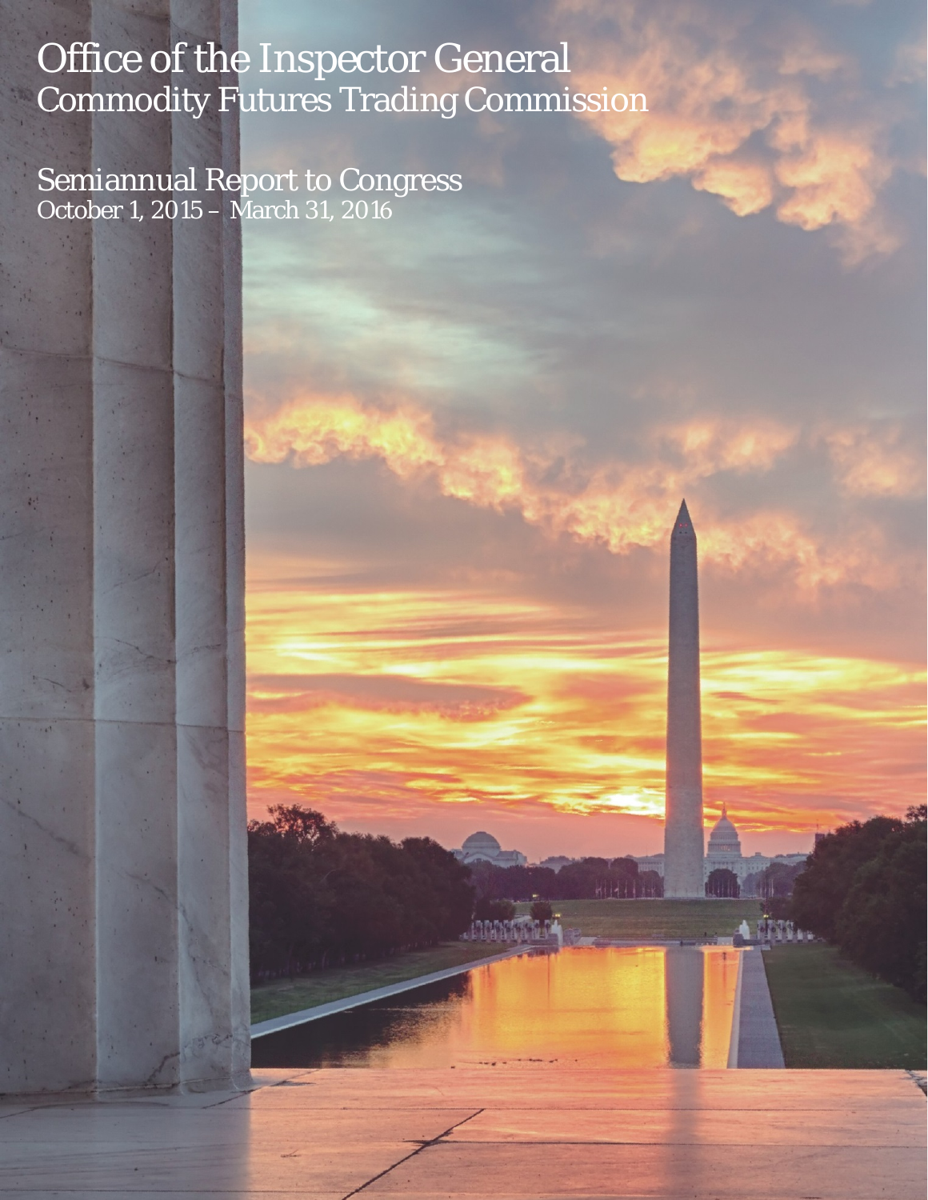# Office of the Inspector General
## Commodity Futures Trading Commission

## Semiannual Report to Congress
October 1, 2015 – March 31, 2016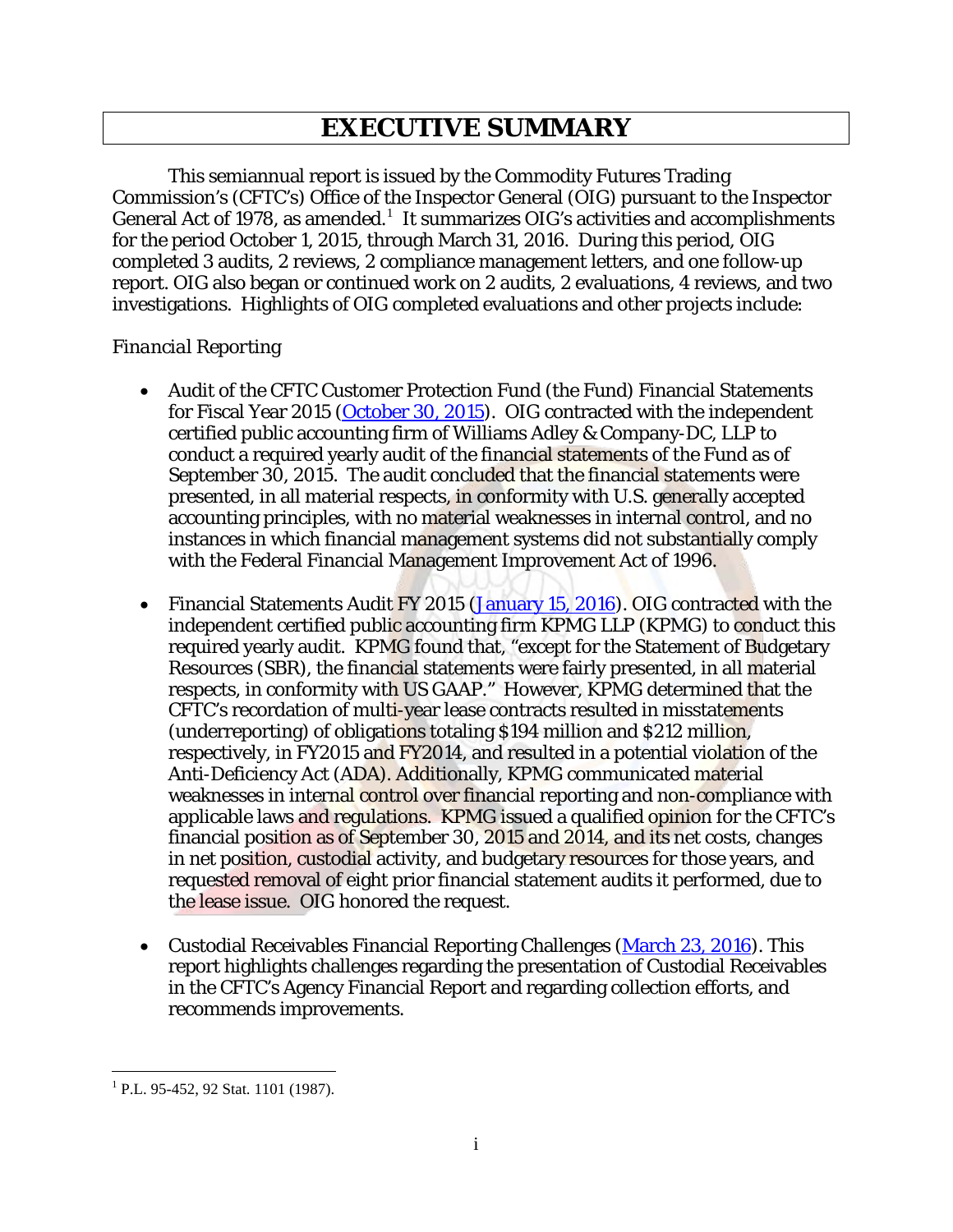# EXECUTIVE SUMMARY

This semiannual report is issued by the Commodity Futures Trading Commission's (CFTC's) Office of the Inspector General (OIG) pursuant to the Inspector General Act of 1978, as amended.[1] It summarizes OIG's activities and accomplishments for the period October 1, 2015, through March 31, 2016. During this period, OIG completed 3 audits, 2 reviews, 2 compliance management letters, and one follow-up report. OIG also began or continued work on 2 audits, 2 evaluations, 4 reviews, and two investigations. Highlights of OIG completed evaluations and other projects include:

*Financial Reporting*

- Audit of the CFTC Customer Protection Fund (the Fund) Financial Statements for Fiscal Year 2015 (October 30, 2015). OIG contracted with the independent certified public accounting firm of Williams Adley & Company-DC, LLP to conduct a required yearly audit of the financial statements of the Fund as of September 30, 2015. The audit concluded that the financial statements were presented, in all material respects, in conformity with U.S. generally accepted accounting principles, with no material weaknesses in internal control, and no instances in which financial management systems did not substantially comply with the Federal Financial Management Improvement Act of 1996.

- Financial Statements Audit FY 2015 (January 15, 2016). OIG contracted with the independent certified public accounting firm KPMG LLP (KPMG) to conduct this required yearly audit. KPMG found that, "except for the Statement of Budgetary Resources (SBR), the financial statements were fairly presented, in all material respects, in conformity with US GAAP." However, KPMG determined that the CFTC's recordation of multi-year lease contracts resulted in misstatements (underreporting) of obligations totaling $194 million and $212 million, respectively, in FY2015 and FY2014, and resulted in a potential violation of the Anti-Deficiency Act (ADA). Additionally, KPMG communicated material weaknesses in internal control over financial reporting and non-compliance with applicable laws and regulations. KPMG issued a qualified opinion for the CFTC's financial position as of September 30, 2015 and 2014, and its net costs, changes in net position, custodial activity, and budgetary resources for those years, and requested removal of eight prior financial statement audits it performed, due to the lease issue. OIG honored the request.

- Custodial Receivables Financial Reporting Challenges (March 23, 2016). This report highlights challenges regarding the presentation of Custodial Receivables in the CFTC's Agency Financial Report and regarding collection efforts, and recommends improvements.

---

[1] P.L. 95-452, 92 Stat. 1101 (1987).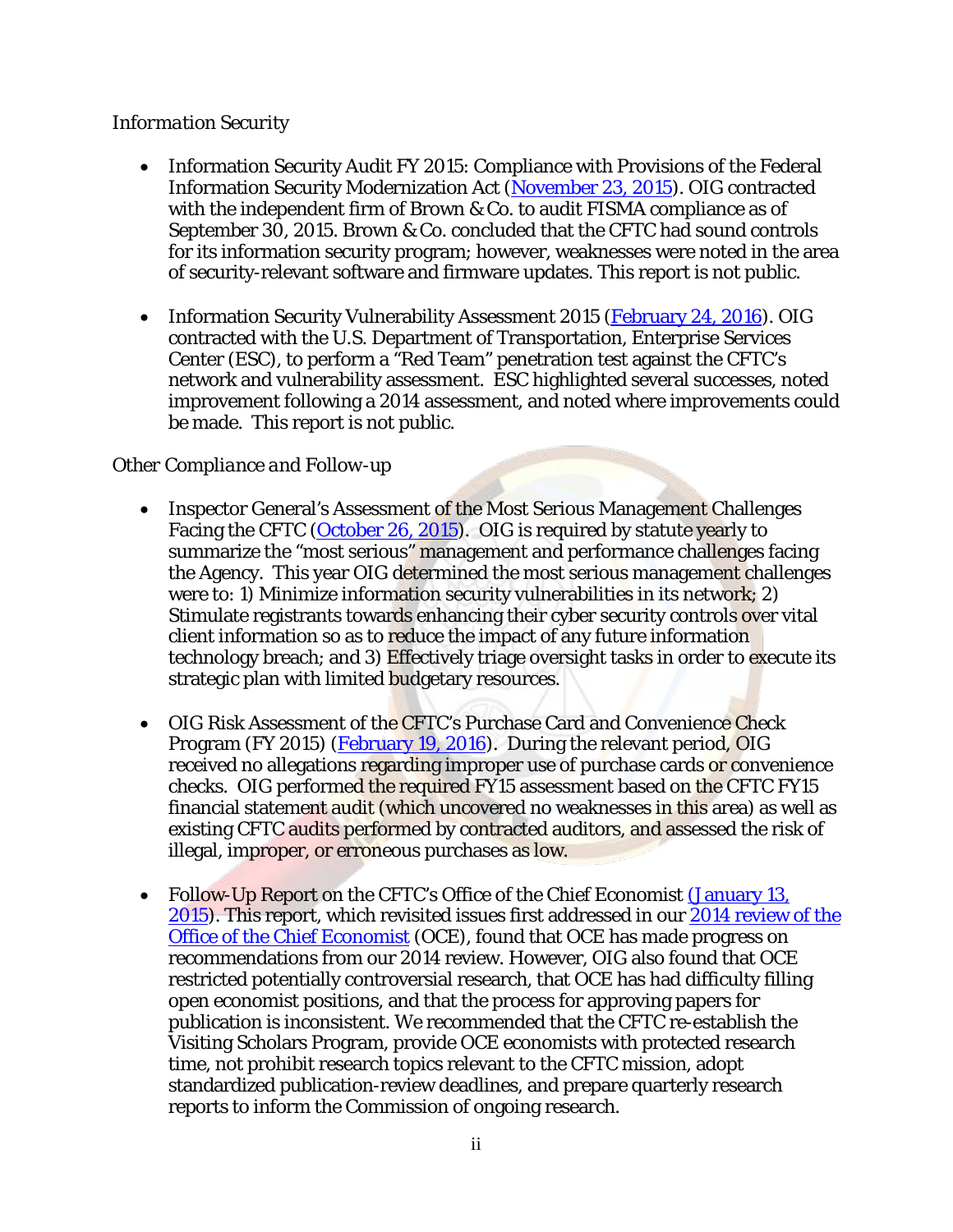*Information Security*

- Information Security Audit FY 2015: Compliance with Provisions of the Federal Information Security Modernization Act (November 23, 2015). OIG contracted with the independent firm of Brown & Co. to audit FISMA compliance as of September 30, 2015. Brown & Co. concluded that the CFTC had sound controls for its information security program; however, weaknesses were noted in the area of security-relevant software and firmware updates. This report is not public.

- Information Security Vulnerability Assessment 2015 (February 24, 2016). OIG contracted with the U.S. Department of Transportation, Enterprise Services Center (ESC), to perform a "Red Team" penetration test against the CFTC's network and vulnerability assessment. ESC highlighted several successes, noted improvement following a 2014 assessment, and noted where improvements could be made. This report is not public.

*Other Compliance and Follow-up*

- Inspector General's Assessment of the Most Serious Management Challenges Facing the CFTC (October 26, 2015). OIG is required by statute yearly to summarize the "most serious" management and performance challenges facing the Agency. This year OIG determined the most serious management challenges were to: 1) Minimize information security vulnerabilities in its network; 2) Stimulate registrants towards enhancing their cyber security controls over vital client information so as to reduce the impact of any future information technology breach; and 3) Effectively triage oversight tasks in order to execute its strategic plan with limited budgetary resources.

- OIG Risk Assessment of the CFTC's Purchase Card and Convenience Check Program (FY 2015) (February 19, 2016). During the relevant period, OIG received no allegations regarding improper use of purchase cards or convenience checks. OIG performed the required FY15 assessment based on the CFTC FY15 financial statement audit (which uncovered no weaknesses in this area) as well as existing CFTC audits performed by contracted auditors, and assessed the risk of illegal, improper, or erroneous purchases as low.

- Follow-Up Report on the CFTC's Office of the Chief Economist (January 13, 2015). This report, which revisited issues first addressed in our 2014 review of the Office of the Chief Economist (OCE), found that OCE has made progress on recommendations from our 2014 review. However, OIG also found that OCE restricted potentially controversial research, that OCE has had difficulty filling open economist positions, and that the process for approving papers for publication is inconsistent. We recommended that the CFTC re-establish the Visiting Scholars Program, provide OCE economists with protected research time, not prohibit research topics relevant to the CFTC mission, adopt standardized publication-review deadlines, and prepare quarterly research reports to inform the Commission of ongoing research.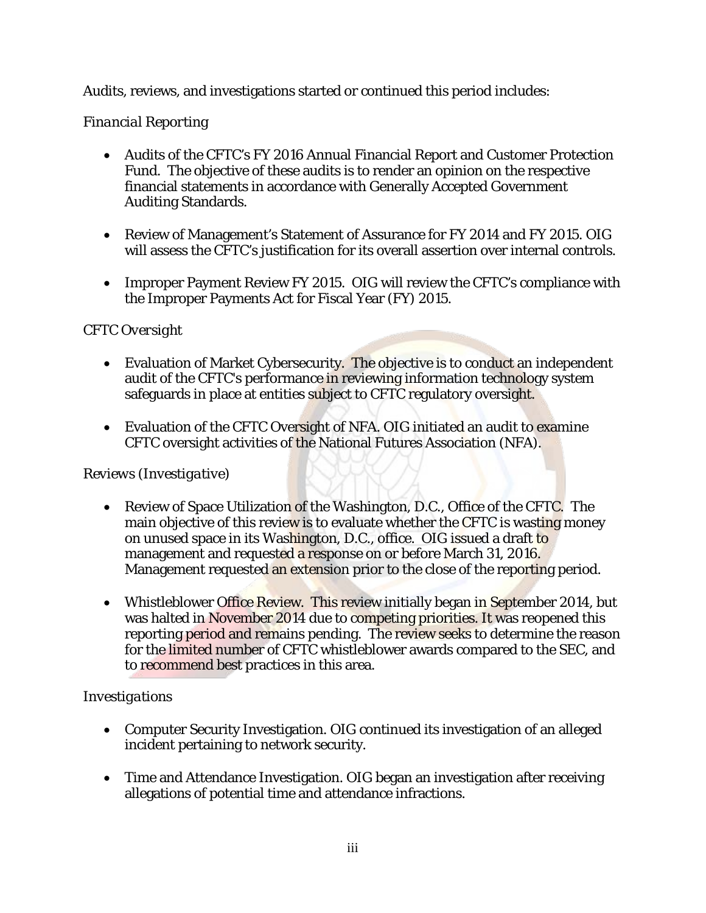Audits, reviews, and investigations started or continued this period includes:

*Financial Reporting*

- Audits of the CFTC's FY 2016 Annual Financial Report and Customer Protection Fund. The objective of these audits is to render an opinion on the respective financial statements in accordance with Generally Accepted Government Auditing Standards.

- Review of Management's Statement of Assurance for FY 2014 and FY 2015. OIG will assess the CFTC's justification for its overall assertion over internal controls.

- Improper Payment Review FY 2015. OIG will review the CFTC's compliance with the Improper Payments Act for Fiscal Year (FY) 2015.

*CFTC Oversight*

- Evaluation of Market Cybersecurity. The objective is to conduct an independent audit of the CFTC's performance in reviewing information technology system safeguards in place at entities subject to CFTC regulatory oversight.

- Evaluation of the CFTC Oversight of NFA. OIG initiated an audit to examine CFTC oversight activities of the National Futures Association (NFA).

*Reviews (Investigative)*

- Review of Space Utilization of the Washington, D.C., Office of the CFTC. The main objective of this review is to evaluate whether the CFTC is wasting money on unused space in its Washington, D.C., office. OIG issued a draft to management and requested a response on or before March 31, 2016. Management requested an extension prior to the close of the reporting period.

- Whistleblower Office Review. This review initially began in September 2014, but was halted in November 2014 due to competing priorities. It was reopened this reporting period and remains pending. The review seeks to determine the reason for the limited number of CFTC whistleblower awards compared to the SEC, and to recommend best practices in this area.

*Investigations*

- Computer Security Investigation. OIG continued its investigation of an alleged incident pertaining to network security.

- Time and Attendance Investigation. OIG began an investigation after receiving allegations of potential time and attendance infractions.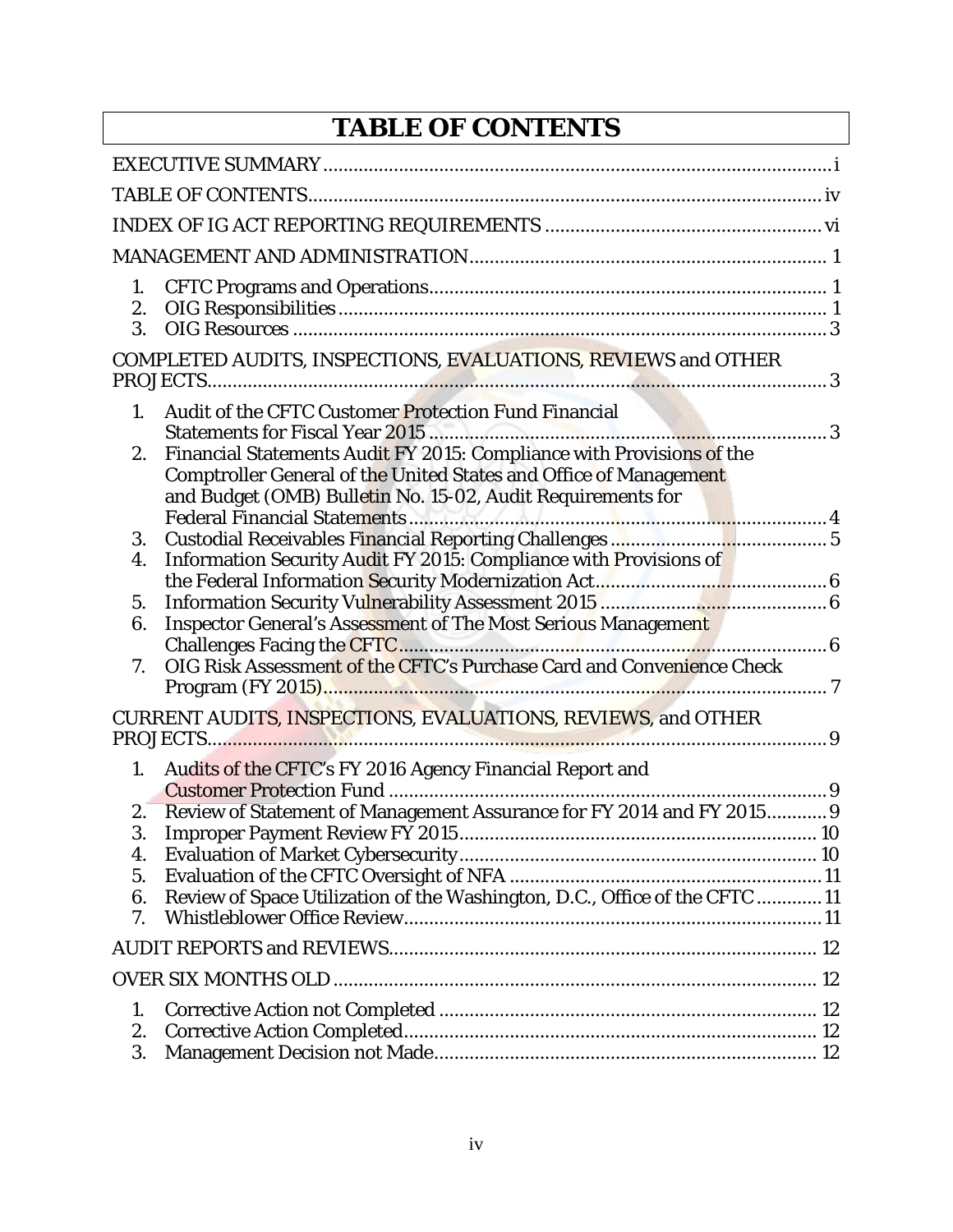# TABLE OF CONTENTS

EXECUTIVE SUMMARY ..... i

TABLE OF CONTENTS ..... iv

INDEX OF IG ACT REPORTING REQUIREMENTS ..... vi

MANAGEMENT AND ADMINISTRATION ..... 1

1. CFTC Programs and Operations ..... 1
2. OIG Responsibilities ..... 1
3. OIG Resources ..... 3

COMPLETED AUDITS, INSPECTIONS, EVALUATIONS, REVIEWS and OTHER PROJECTS ..... 3

1. Audit of the CFTC Customer Protection Fund Financial Statements for Fiscal Year 2015 ..... 3
2. Financial Statements Audit FY 2015: Compliance with Provisions of the Comptroller General of the United States and Office of Management and Budget (OMB) Bulletin No. 15-02, Audit Requirements for Federal Financial Statements ..... 4
3. Custodial Receivables Financial Reporting Challenges ..... 5
4. Information Security Audit FY 2015: Compliance with Provisions of the Federal Information Security Modernization Act ..... 6
5. Information Security Vulnerability Assessment 2015 ..... 6
6. Inspector General's Assessment of The Most Serious Management Challenges Facing the CFTC ..... 6
7. OIG Risk Assessment of the CFTC's Purchase Card and Convenience Check Program (FY 2015) ..... 7

CURRENT AUDITS, INSPECTIONS, EVALUATIONS, REVIEWS, and OTHER PROJECTS ..... 9

1. Audits of the CFTC's FY 2016 Agency Financial Report and Customer Protection Fund ..... 9
2. Review of Statement of Management Assurance for FY 2014 and FY 2015 ..... 9
3. Improper Payment Review FY 2015 ..... 10
4. Evaluation of Market Cybersecurity ..... 10
5. Evaluation of the CFTC Oversight of NFA ..... 11
6. Review of Space Utilization of the Washington, D.C., Office of the CFTC ..... 11
7. Whistleblower Office Review ..... 11

AUDIT REPORTS and REVIEWS ..... 12

OVER SIX MONTHS OLD ..... 12

1. Corrective Action not Completed ..... 12
2. Corrective Action Completed ..... 12
3. Management Decision not Made ..... 12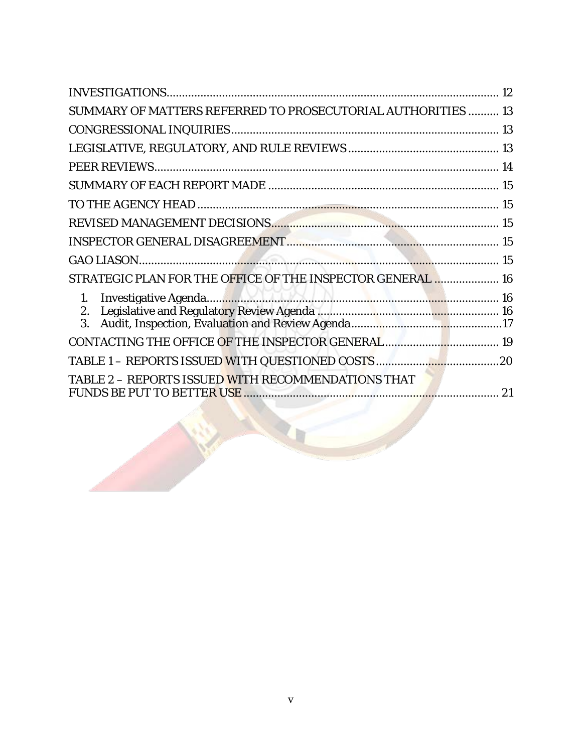INVESTIGATIONS............................................................................................. 12

SUMMARY OF MATTERS REFERRED TO PROSECUTORIAL AUTHORITIES .......... 13

CONGRESSIONAL INQUIRIES....................................................................................... 13

LEGISLATIVE, REGULATORY, AND RULE REVIEWS ................................................ 13

PEER REVIEWS................................................................................................................ 14

SUMMARY OF EACH REPORT MADE ........................................................................... 15

TO THE AGENCY HEAD ................................................................................................. 15

REVISED MANAGEMENT DECISIONS........................................................................ 15

INSPECTOR GENERAL DISAGREEMENT.................................................................... 15

GAO LIASON.................................................................................................................... 15

STRATEGIC PLAN FOR THE OFFICE OF THE INSPECTOR GENERAL .................... 16

1. Investigative Agenda................................................................................................ 16
2. Legislative and Regulatory Review Agenda ........................................................... 16
3. Audit, Inspection, Evaluation and Review Agenda..................................................17

CONTACTING THE OFFICE OF THE INSPECTOR GENERAL..................................... 19

TABLE 1 – REPORTS ISSUED WITH QUESTIONED COSTS........................................20

TABLE 2 – REPORTS ISSUED WITH RECOMMENDATIONS THAT FUNDS BE PUT TO BETTER USE ................................................................................... 21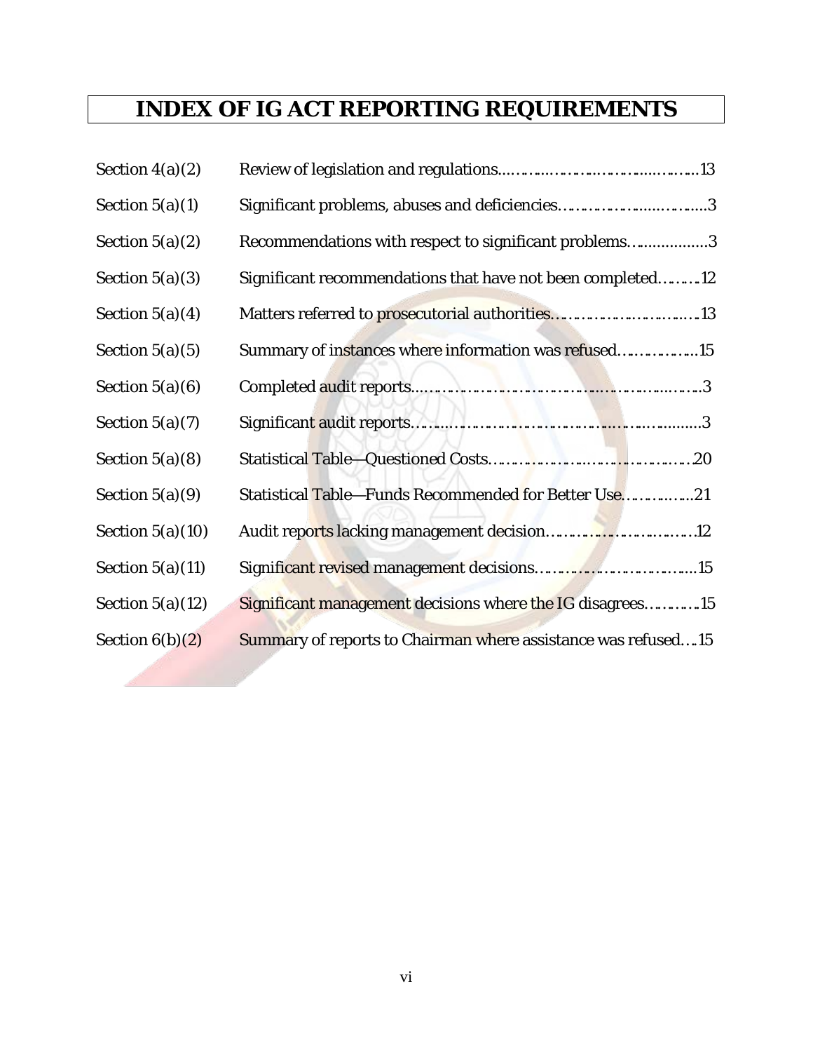# INDEX OF IG ACT REPORTING REQUIREMENTS

| | | |
|---|---|---|
| Section 4(a)(2) | Review of legislation and regulations | 13 |
| Section 5(a)(1) | Significant problems, abuses and deficiencies | 3 |
| Section 5(a)(2) | Recommendations with respect to significant problems | 3 |
| Section 5(a)(3) | Significant recommendations that have not been completed | 12 |
| Section 5(a)(4) | Matters referred to prosecutorial authorities | 13 |
| Section 5(a)(5) | Summary of instances where information was refused | 15 |
| Section 5(a)(6) | Completed audit reports | 3 |
| Section 5(a)(7) | Significant audit reports | 3 |
| Section 5(a)(8) | Statistical Table—Questioned Costs | 20 |
| Section 5(a)(9) | Statistical Table—Funds Recommended for Better Use | 21 |
| Section 5(a)(10) | Audit reports lacking management decision | 12 |
| Section 5(a)(11) | Significant revised management decisions | 15 |
| Section 5(a)(12) | Significant management decisions where the IG disagrees | 15 |
| Section 6(b)(2) | Summary of reports to Chairman where assistance was refused | 15 |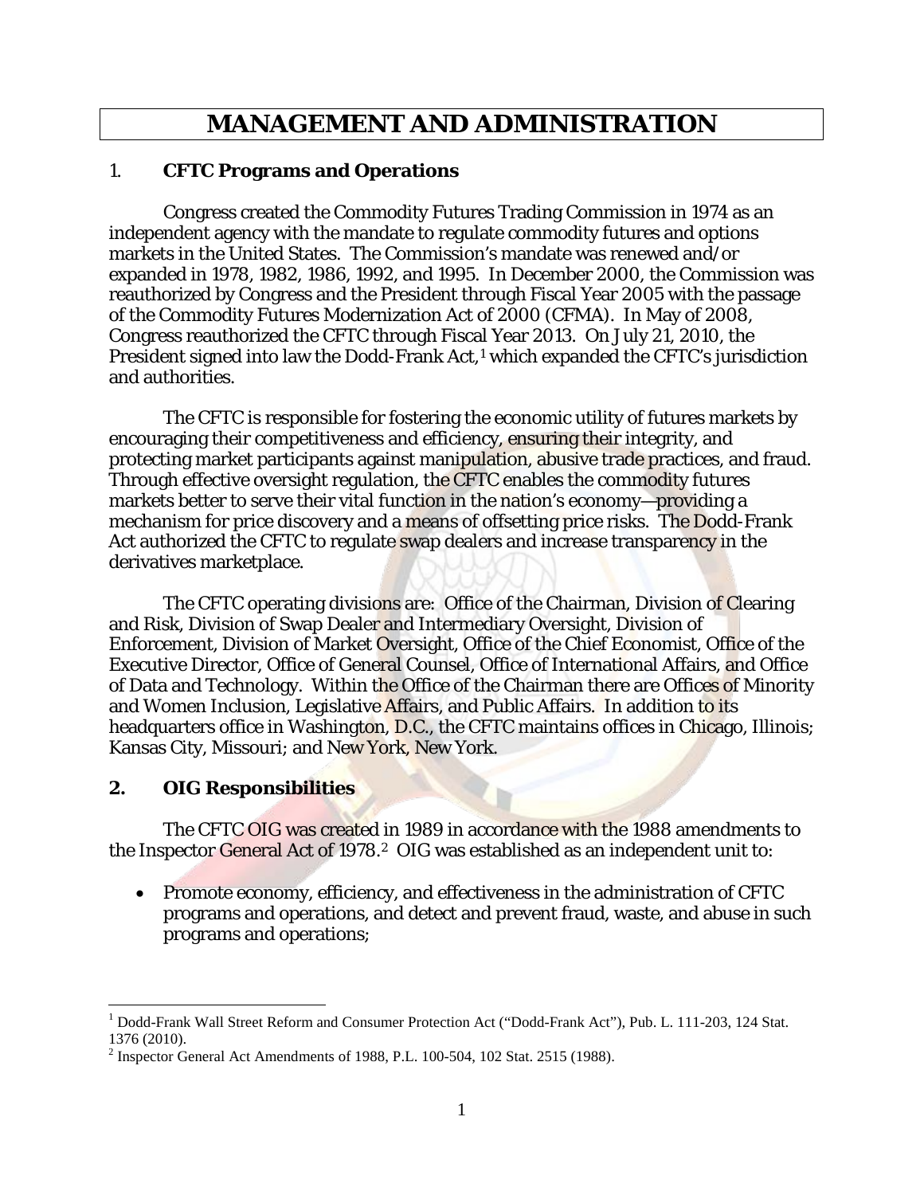# MANAGEMENT AND ADMINISTRATION

## 1. CFTC Programs and Operations

Congress created the Commodity Futures Trading Commission in 1974 as an independent agency with the mandate to regulate commodity futures and options markets in the United States. The Commission's mandate was renewed and/or expanded in 1978, 1982, 1986, 1992, and 1995. In December 2000, the Commission was reauthorized by Congress and the President through Fiscal Year 2005 with the passage of the Commodity Futures Modernization Act of 2000 (CFMA). In May of 2008, Congress reauthorized the CFTC through Fiscal Year 2013. On July 21, 2010, the President signed into law the Dodd-Frank Act,[1] which expanded the CFTC's jurisdiction and authorities.

The CFTC is responsible for fostering the economic utility of futures markets by encouraging their competitiveness and efficiency, ensuring their integrity, and protecting market participants against manipulation, abusive trade practices, and fraud. Through effective oversight regulation, the CFTC enables the commodity futures markets better to serve their vital function in the nation's economy—providing a mechanism for price discovery and a means of offsetting price risks. The Dodd-Frank Act authorized the CFTC to regulate swap dealers and increase transparency in the derivatives marketplace.

The CFTC operating divisions are: Office of the Chairman, Division of Clearing and Risk, Division of Swap Dealer and Intermediary Oversight, Division of Enforcement, Division of Market Oversight, Office of the Chief Economist, Office of the Executive Director, Office of General Counsel, Office of International Affairs, and Office of Data and Technology. Within the Office of the Chairman there are Offices of Minority and Women Inclusion, Legislative Affairs, and Public Affairs. In addition to its headquarters office in Washington, D.C., the CFTC maintains offices in Chicago, Illinois; Kansas City, Missouri; and New York, New York.

## 2. OIG Responsibilities

The CFTC OIG was created in 1989 in accordance with the 1988 amendments to the Inspector General Act of 1978.[2] OIG was established as an independent unit to:

- Promote economy, efficiency, and effectiveness in the administration of CFTC programs and operations, and detect and prevent fraud, waste, and abuse in such programs and operations;

---

[1] Dodd-Frank Wall Street Reform and Consumer Protection Act ("Dodd-Frank Act"), Pub. L. 111-203, 124 Stat. 1376 (2010).

[2] Inspector General Act Amendments of 1988, P.L. 100-504, 102 Stat. 2515 (1988).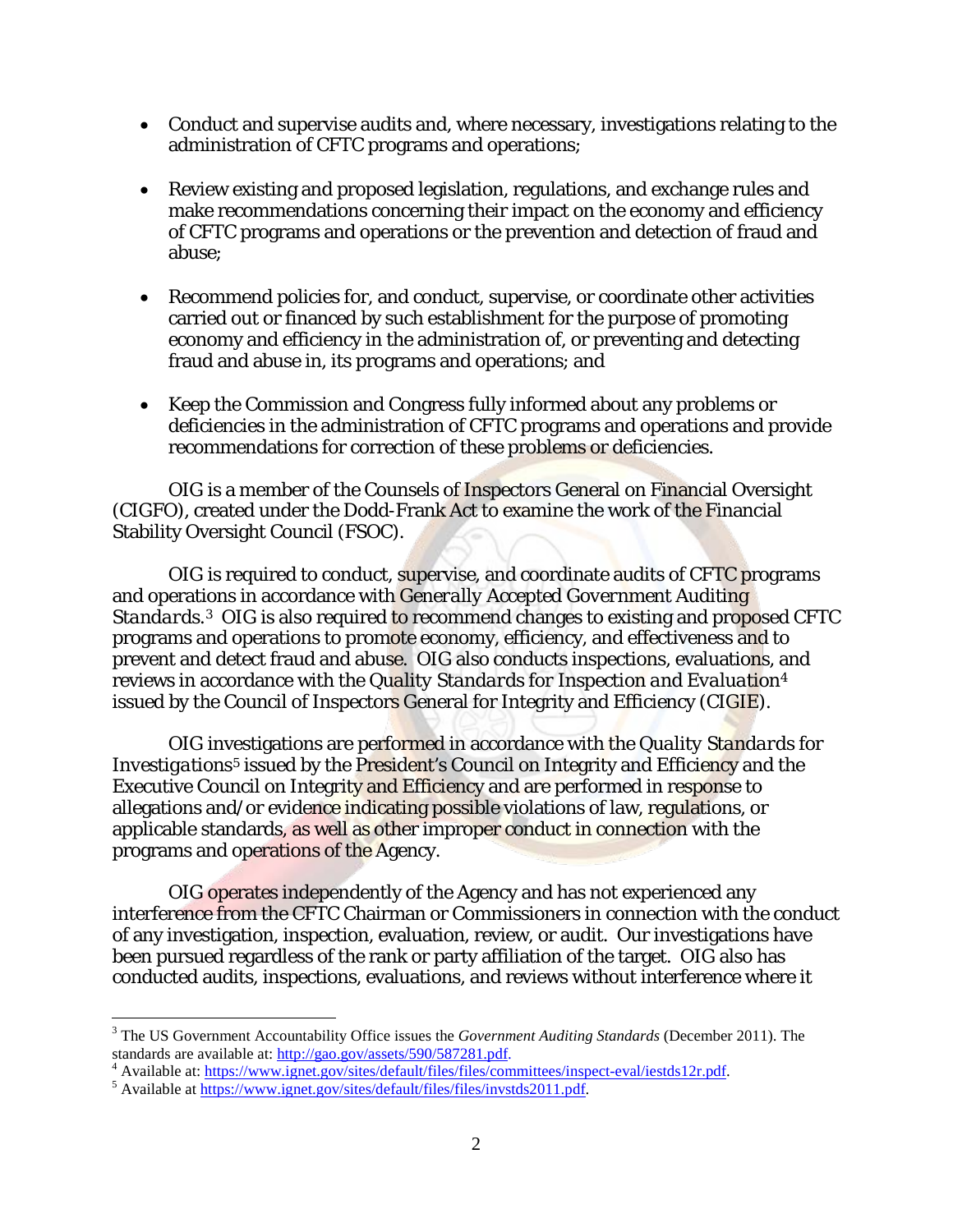- Conduct and supervise audits and, where necessary, investigations relating to the administration of CFTC programs and operations;

- Review existing and proposed legislation, regulations, and exchange rules and make recommendations concerning their impact on the economy and efficiency of CFTC programs and operations or the prevention and detection of fraud and abuse;

- Recommend policies for, and conduct, supervise, or coordinate other activities carried out or financed by such establishment for the purpose of promoting economy and efficiency in the administration of, or preventing and detecting fraud and abuse in, its programs and operations; and

- Keep the Commission and Congress fully informed about any problems or deficiencies in the administration of CFTC programs and operations and provide recommendations for correction of these problems or deficiencies.

OIG is a member of the Counsels of Inspectors General on Financial Oversight (CIGFO), created under the Dodd-Frank Act to examine the work of the Financial Stability Oversight Council (FSOC).

OIG is required to conduct, supervise, and coordinate audits of CFTC programs and operations in accordance with *Generally Accepted Government Auditing Standards*.[3] OIG is also required to recommend changes to existing and proposed CFTC programs and operations to promote economy, efficiency, and effectiveness and to prevent and detect fraud and abuse. OIG also conducts inspections, evaluations, and reviews in accordance with the *Quality Standards for Inspection and Evaluation*[4] issued by the Council of Inspectors General for Integrity and Efficiency (CIGIE).

OIG investigations are performed in accordance with the *Quality Standards for Investigations*[5] issued by the President's Council on Integrity and Efficiency and the Executive Council on Integrity and Efficiency and are performed in response to allegations and/or evidence indicating possible violations of law, regulations, or applicable standards, as well as other improper conduct in connection with the programs and operations of the Agency.

OIG operates independently of the Agency and has not experienced any interference from the CFTC Chairman or Commissioners in connection with the conduct of any investigation, inspection, evaluation, review, or audit. Our investigations have been pursued regardless of the rank or party affiliation of the target. OIG also has conducted audits, inspections, evaluations, and reviews without interference where it

---

[3] The US Government Accountability Office issues the *Government Auditing Standards* (December 2011). The standards are available at: http://gao.gov/assets/590/587281.pdf.

[4] Available at: https://www.ignet.gov/sites/default/files/files/committees/inspect-eval/iestds12r.pdf.

[5] Available at https://www.ignet.gov/sites/default/files/files/invstds2011.pdf.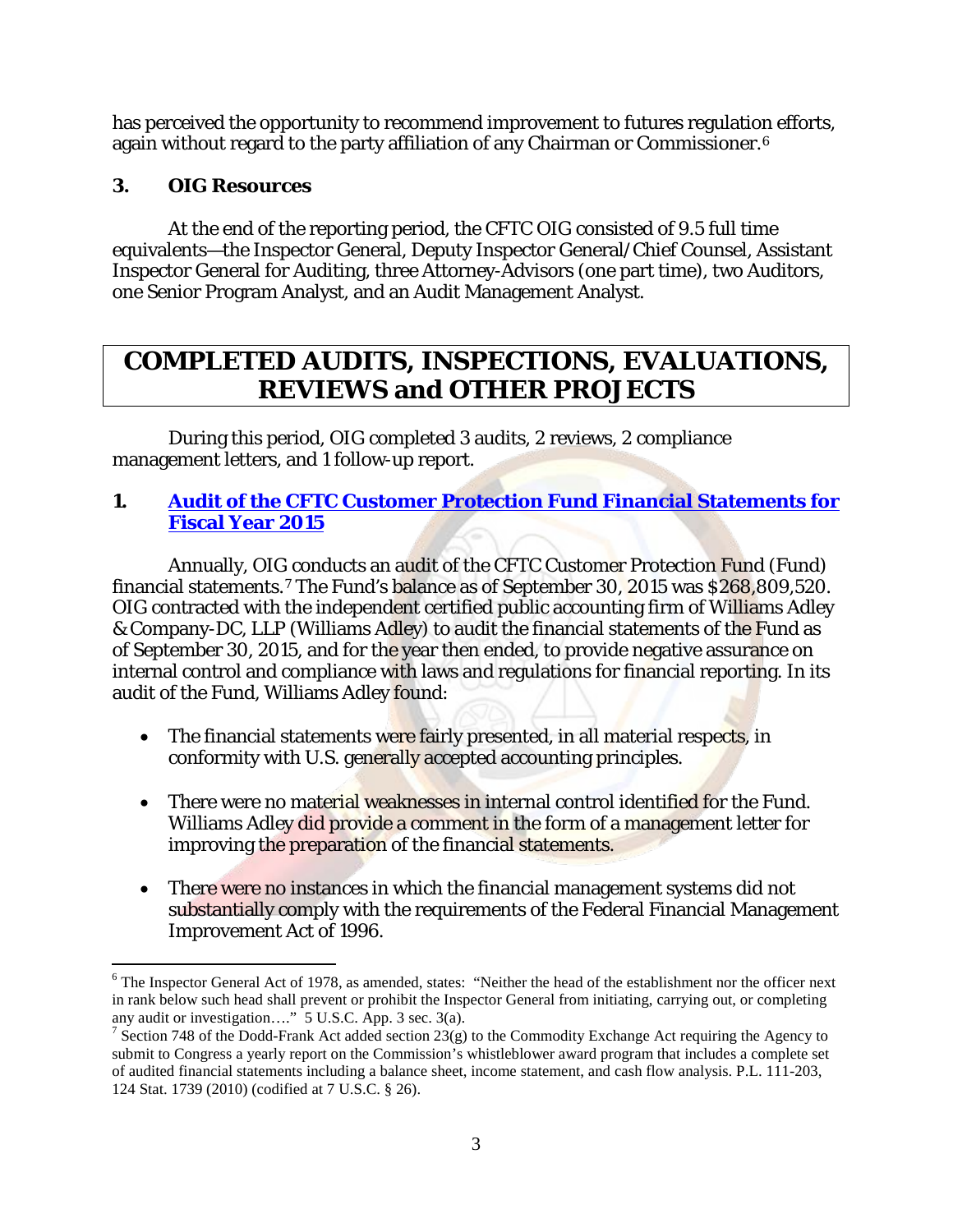has perceived the opportunity to recommend improvement to futures regulation efforts, again without regard to the party affiliation of any Chairman or Commissioner.[6]

### 3. OIG Resources

At the end of the reporting period, the CFTC OIG consisted of 9.5 full time equivalents—the Inspector General, Deputy Inspector General/Chief Counsel, Assistant Inspector General for Auditing, three Attorney-Advisors (one part time), two Auditors, one Senior Program Analyst, and an Audit Management Analyst.

## COMPLETED AUDITS, INSPECTIONS, EVALUATIONS, REVIEWS and OTHER PROJECTS

During this period, OIG completed 3 audits, 2 reviews, 2 compliance management letters, and 1 follow-up report.

### 1. Audit of the CFTC Customer Protection Fund Financial Statements for Fiscal Year 2015

Annually, OIG conducts an audit of the CFTC Customer Protection Fund (Fund) financial statements.[7] The Fund's balance as of September 30, 2015 was $268,809,520. OIG contracted with the independent certified public accounting firm of Williams Adley & Company-DC, LLP (Williams Adley) to audit the financial statements of the Fund as of September 30, 2015, and for the year then ended, to provide negative assurance on internal control and compliance with laws and regulations for financial reporting. In its audit of the Fund, Williams Adley found:

- The financial statements were fairly presented, in all material respects, in conformity with U.S. generally accepted accounting principles.
- There were no material weaknesses in internal control identified for the Fund. Williams Adley did provide a comment in the form of a management letter for improving the preparation of the financial statements.
- There were no instances in which the financial management systems did not substantially comply with the requirements of the Federal Financial Management Improvement Act of 1996.

---

[6] The Inspector General Act of 1978, as amended, states: "Neither the head of the establishment nor the officer next in rank below such head shall prevent or prohibit the Inspector General from initiating, carrying out, or completing any audit or investigation…." 5 U.S.C. App. 3 sec. 3(a).

[7] Section 748 of the Dodd-Frank Act added section 23(g) to the Commodity Exchange Act requiring the Agency to submit to Congress a yearly report on the Commission's whistleblower award program that includes a complete set of audited financial statements including a balance sheet, income statement, and cash flow analysis. P.L. 111-203, 124 Stat. 1739 (2010) (codified at 7 U.S.C. § 26).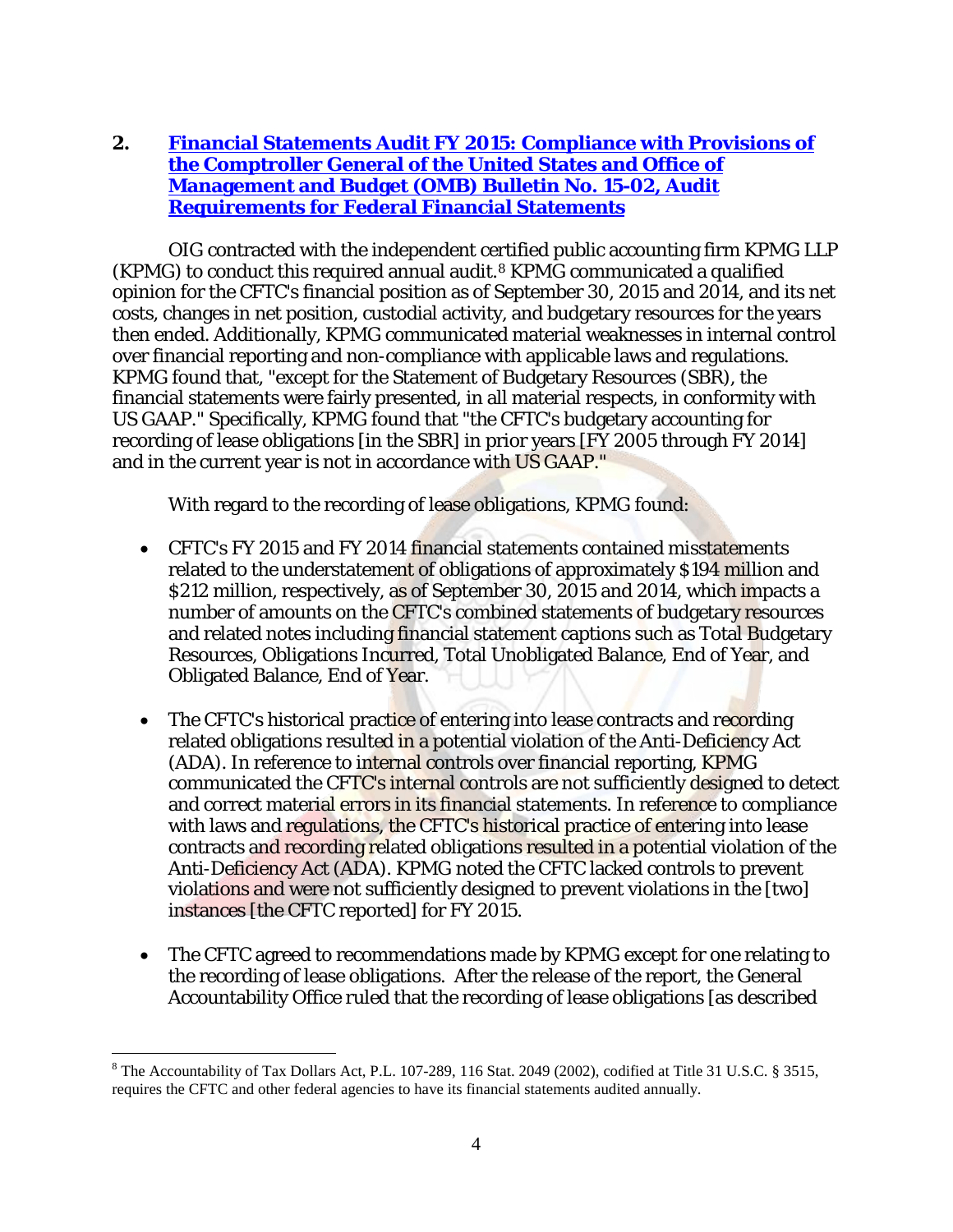## 2. [Financial Statements Audit FY 2015: Compliance with Provisions of the Comptroller General of the United States and Office of Management and Budget (OMB) Bulletin No. 15-02, Audit Requirements for Federal Financial Statements]()

OIG contracted with the independent certified public accounting firm KPMG LLP (KPMG) to conduct this required annual audit.[8] KPMG communicated a qualified opinion for the CFTC's financial position as of September 30, 2015 and 2014, and its net costs, changes in net position, custodial activity, and budgetary resources for the years then ended. Additionally, KPMG communicated material weaknesses in internal control over financial reporting and non-compliance with applicable laws and regulations. KPMG found that, "except for the Statement of Budgetary Resources (SBR), the financial statements were fairly presented, in all material respects, in conformity with US GAAP." Specifically, KPMG found that "the CFTC's budgetary accounting for recording of lease obligations [in the SBR] in prior years [FY 2005 through FY 2014] and in the current year is not in accordance with US GAAP."

With regard to the recording of lease obligations, KPMG found:

- CFTC's FY 2015 and FY 2014 financial statements contained misstatements related to the understatement of obligations of approximately $194 million and $212 million, respectively, as of September 30, 2015 and 2014, which impacts a number of amounts on the CFTC's combined statements of budgetary resources and related notes including financial statement captions such as Total Budgetary Resources, Obligations Incurred, Total Unobligated Balance, End of Year, and Obligated Balance, End of Year.

- The CFTC's historical practice of entering into lease contracts and recording related obligations resulted in a potential violation of the Anti-Deficiency Act (ADA). In reference to internal controls over financial reporting, KPMG communicated the CFTC's internal controls are not sufficiently designed to detect and correct material errors in its financial statements. In reference to compliance with laws and regulations, the CFTC's historical practice of entering into lease contracts and recording related obligations resulted in a potential violation of the Anti-Deficiency Act (ADA). KPMG noted the CFTC lacked controls to prevent violations and were not sufficiently designed to prevent violations in the [two] instances [the CFTC reported] for FY 2015.

- The CFTC agreed to recommendations made by KPMG except for one relating to the recording of lease obligations. After the release of the report, the General Accountability Office ruled that the recording of lease obligations [as described

---

[8] The Accountability of Tax Dollars Act, P.L. 107-289, 116 Stat. 2049 (2002), codified at Title 31 U.S.C. § 3515, requires the CFTC and other federal agencies to have its financial statements audited annually.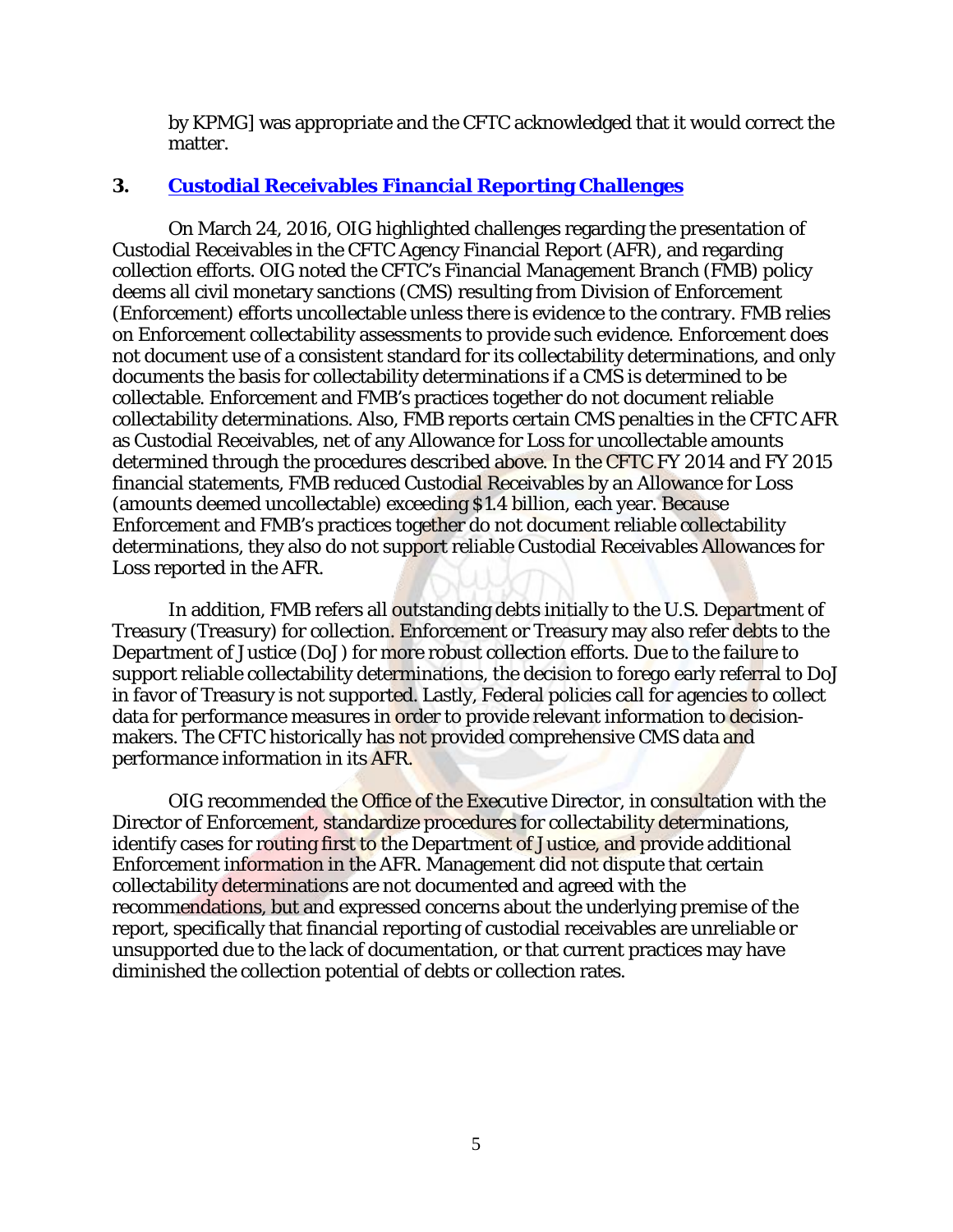by KPMG] was appropriate and the CFTC acknowledged that it would correct the matter.

### 3. Custodial Receivables Financial Reporting Challenges

On March 24, 2016, OIG highlighted challenges regarding the presentation of Custodial Receivables in the CFTC Agency Financial Report (AFR), and regarding collection efforts. OIG noted the CFTC's Financial Management Branch (FMB) policy deems all civil monetary sanctions (CMS) resulting from Division of Enforcement (Enforcement) efforts uncollectable unless there is evidence to the contrary. FMB relies on Enforcement collectability assessments to provide such evidence. Enforcement does not document use of a consistent standard for its collectability determinations, and only documents the basis for collectability determinations if a CMS is determined to be collectable. Enforcement and FMB's practices together do not document reliable collectability determinations. Also, FMB reports certain CMS penalties in the CFTC AFR as Custodial Receivables, net of any Allowance for Loss for uncollectable amounts determined through the procedures described above. In the CFTC FY 2014 and FY 2015 financial statements, FMB reduced Custodial Receivables by an Allowance for Loss (amounts deemed uncollectable) exceeding $1.4 billion, each year. Because Enforcement and FMB's practices together do not document reliable collectability determinations, they also do not support reliable Custodial Receivables Allowances for Loss reported in the AFR.

In addition, FMB refers all outstanding debts initially to the U.S. Department of Treasury (Treasury) for collection. Enforcement or Treasury may also refer debts to the Department of Justice (DoJ) for more robust collection efforts. Due to the failure to support reliable collectability determinations, the decision to forego early referral to DoJ in favor of Treasury is not supported. Lastly, Federal policies call for agencies to collect data for performance measures in order to provide relevant information to decision-makers. The CFTC historically has not provided comprehensive CMS data and performance information in its AFR.

OIG recommended the Office of the Executive Director, in consultation with the Director of Enforcement, standardize procedures for collectability determinations, identify cases for routing first to the Department of Justice, and provide additional Enforcement information in the AFR. Management did not dispute that certain collectability determinations are not documented and agreed with the recommendations, but and expressed concerns about the underlying premise of the report, specifically that financial reporting of custodial receivables are unreliable or unsupported due to the lack of documentation, or that current practices may have diminished the collection potential of debts or collection rates.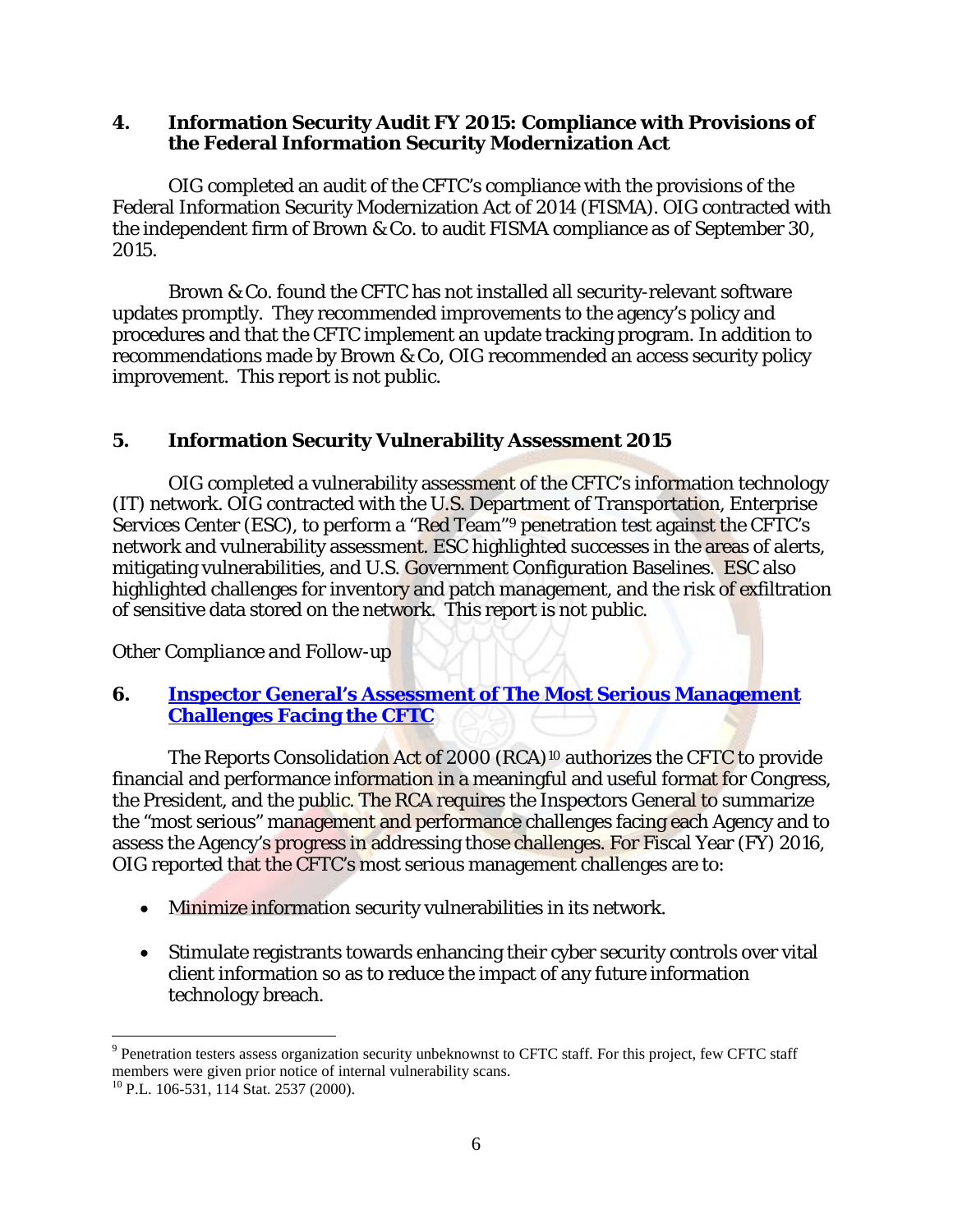### 4. Information Security Audit FY 2015: Compliance with Provisions of the Federal Information Security Modernization Act

OIG completed an audit of the CFTC's compliance with the provisions of the Federal Information Security Modernization Act of 2014 (FISMA). OIG contracted with the independent firm of Brown & Co. to audit FISMA compliance as of September 30, 2015.

Brown & Co. found the CFTC has not installed all security-relevant software updates promptly. They recommended improvements to the agency's policy and procedures and that the CFTC implement an update tracking program. In addition to recommendations made by Brown & Co, OIG recommended an access security policy improvement. This report is not public.

### 5. Information Security Vulnerability Assessment 2015

OIG completed a vulnerability assessment of the CFTC's information technology (IT) network. OIG contracted with the U.S. Department of Transportation, Enterprise Services Center (ESC), to perform a "Red Team"[9] penetration test against the CFTC's network and vulnerability assessment. ESC highlighted successes in the areas of alerts, mitigating vulnerabilities, and U.S. Government Configuration Baselines. ESC also highlighted challenges for inventory and patch management, and the risk of exfiltration of sensitive data stored on the network. This report is not public.

*Other Compliance and Follow-up*

### 6. Inspector General's Assessment of The Most Serious Management Challenges Facing the CFTC

The Reports Consolidation Act of 2000 (RCA)[10] authorizes the CFTC to provide financial and performance information in a meaningful and useful format for Congress, the President, and the public. The RCA requires the Inspectors General to summarize the "most serious" management and performance challenges facing each Agency and to assess the Agency's progress in addressing those challenges. For Fiscal Year (FY) 2016, OIG reported that the CFTC's most serious management challenges are to:

- Minimize information security vulnerabilities in its network.
- Stimulate registrants towards enhancing their cyber security controls over vital client information so as to reduce the impact of any future information technology breach.

---

[9] Penetration testers assess organization security unbeknownst to CFTC staff. For this project, few CFTC staff members were given prior notice of internal vulnerability scans.

[10] P.L. 106-531, 114 Stat. 2537 (2000).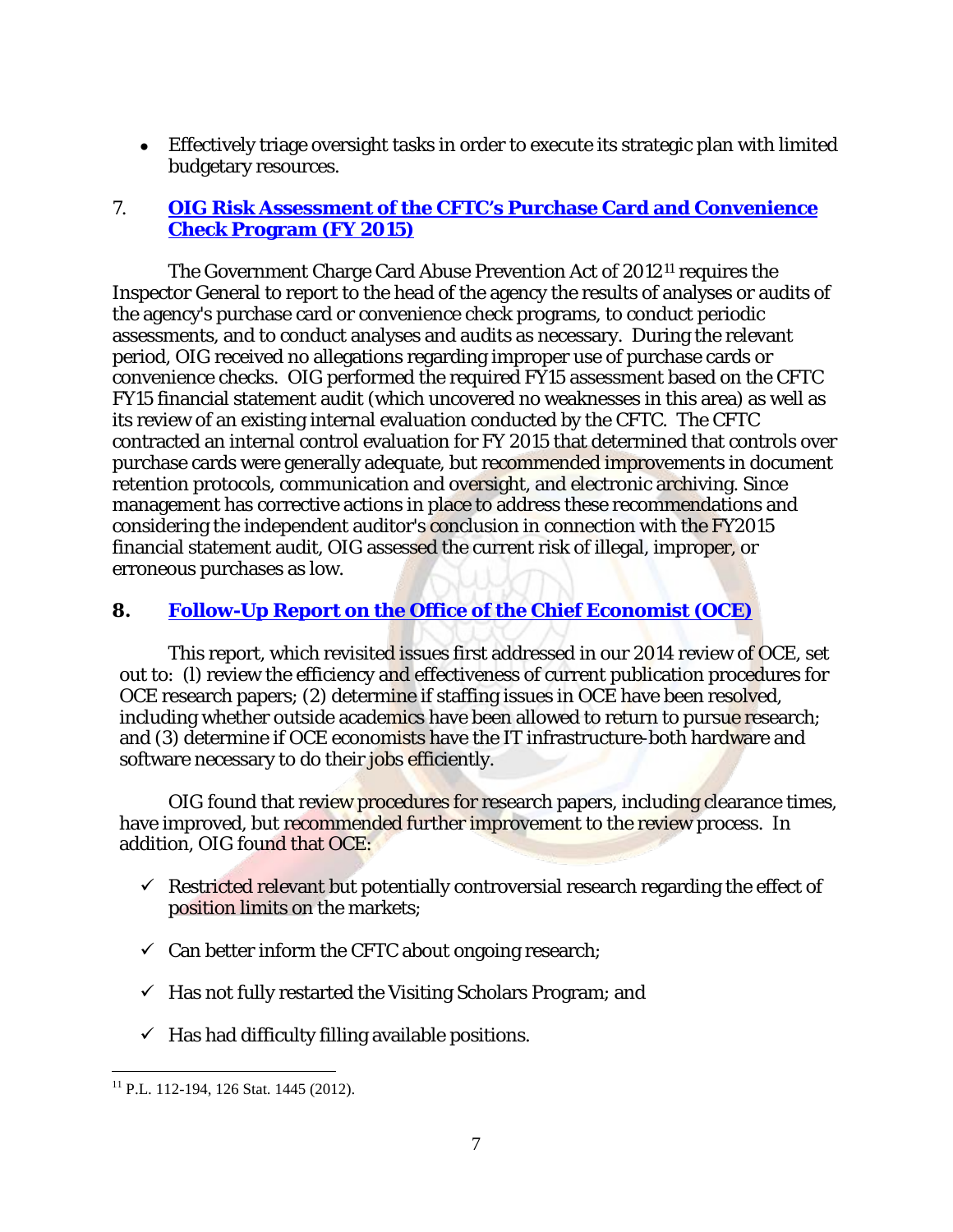- Effectively triage oversight tasks in order to execute its strategic plan with limited budgetary resources.

## 7. [OIG Risk Assessment of the CFTC's Purchase Card and Convenience Check Program (FY 2015)]

The Government Charge Card Abuse Prevention Act of 2012[11] requires the Inspector General to report to the head of the agency the results of analyses or audits of the agency's purchase card or convenience check programs, to conduct periodic assessments, and to conduct analyses and audits as necessary. During the relevant period, OIG received no allegations regarding improper use of purchase cards or convenience checks. OIG performed the required FY15 assessment based on the CFTC FY15 financial statement audit (which uncovered no weaknesses in this area) as well as its review of an existing internal evaluation conducted by the CFTC. The CFTC contracted an internal control evaluation for FY 2015 that determined that controls over purchase cards were generally adequate, but recommended improvements in document retention protocols, communication and oversight, and electronic archiving. Since management has corrective actions in place to address these recommendations and considering the independent auditor's conclusion in connection with the FY2015 financial statement audit, OIG assessed the current risk of illegal, improper, or erroneous purchases as low.

## 8. [Follow-Up Report on the Office of the Chief Economist (OCE)]

This report, which revisited issues first addressed in our 2014 review of OCE, set out to: (l) review the efficiency and effectiveness of current publication procedures for OCE research papers; (2) determine if staffing issues in OCE have been resolved, including whether outside academics have been allowed to return to pursue research; and (3) determine if OCE economists have the IT infrastructure-both hardware and software necessary to do their jobs efficiently.

OIG found that review procedures for research papers, including clearance times, have improved, but recommended further improvement to the review process. In addition, OIG found that OCE:

- ✓ Restricted relevant but potentially controversial research regarding the effect of position limits on the markets;
- ✓ Can better inform the CFTC about ongoing research;
- ✓ Has not fully restarted the Visiting Scholars Program; and
- ✓ Has had difficulty filling available positions.

---

[11] P.L. 112-194, 126 Stat. 1445 (2012).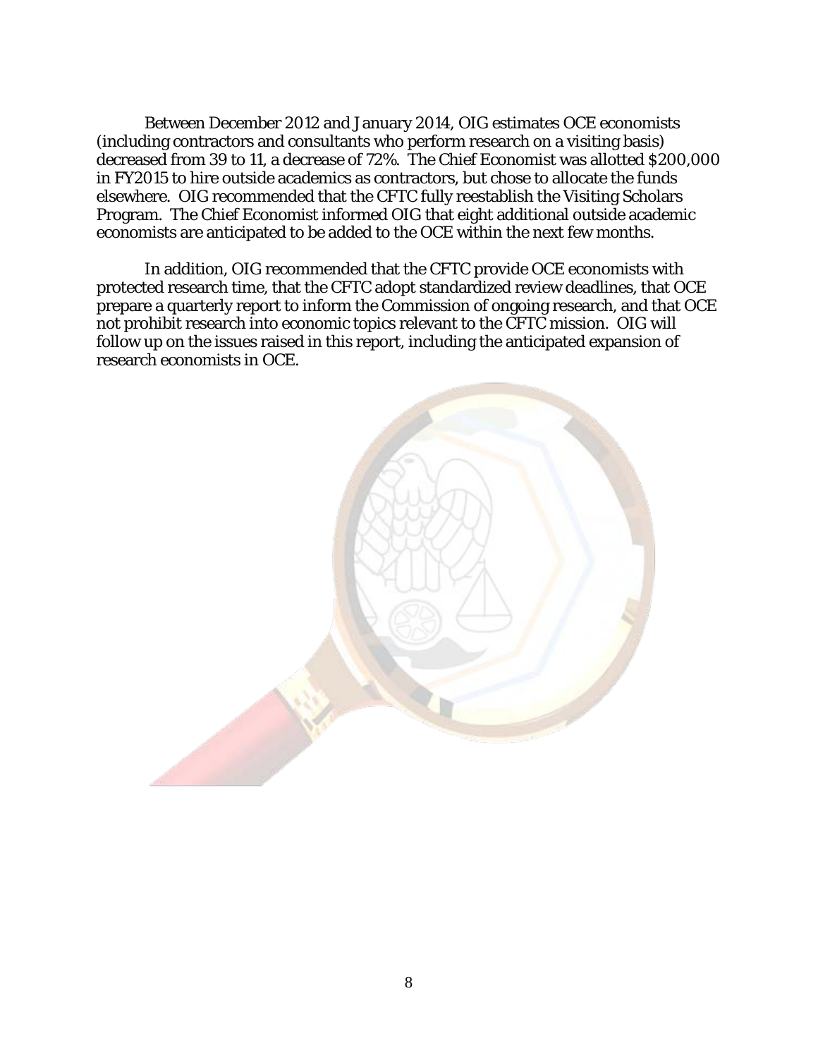Between December 2012 and January 2014, OIG estimates OCE economists (including contractors and consultants who perform research on a visiting basis) decreased from 39 to 11, a decrease of 72%. The Chief Economist was allotted $200,000 in FY2015 to hire outside academics as contractors, but chose to allocate the funds elsewhere. OIG recommended that the CFTC fully reestablish the Visiting Scholars Program. The Chief Economist informed OIG that eight additional outside academic economists are anticipated to be added to the OCE within the next few months.

In addition, OIG recommended that the CFTC provide OCE economists with protected research time, that the CFTC adopt standardized review deadlines, that OCE prepare a quarterly report to inform the Commission of ongoing research, and that OCE not prohibit research into economic topics relevant to the CFTC mission. OIG will follow up on the issues raised in this report, including the anticipated expansion of research economists in OCE.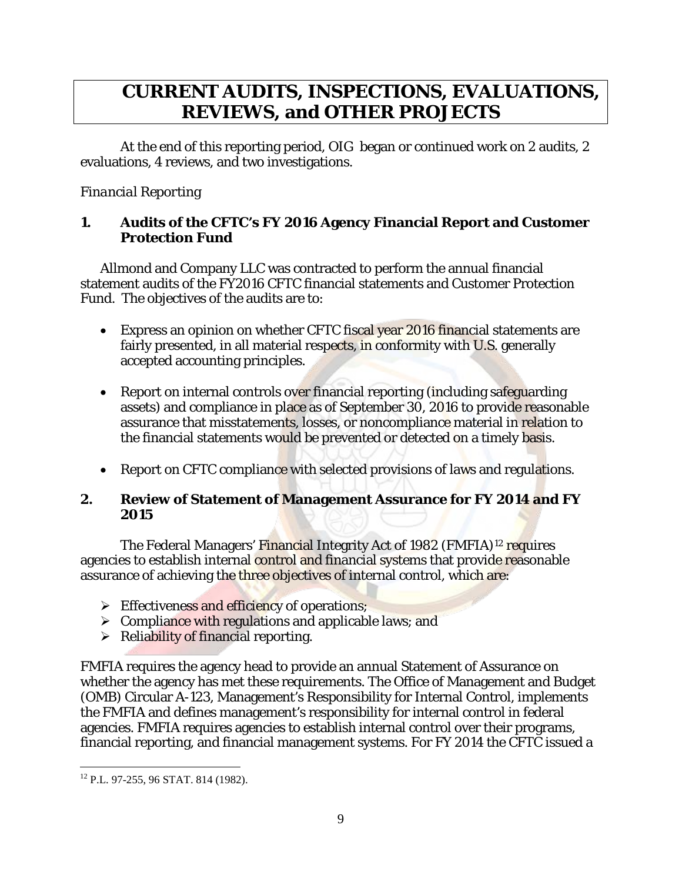# CURRENT AUDITS, INSPECTIONS, EVALUATIONS, REVIEWS, and OTHER PROJECTS

At the end of this reporting period, OIG began or continued work on 2 audits, 2 evaluations, 4 reviews, and two investigations.

*Financial Reporting*

## 1. Audits of the CFTC's FY 2016 Agency Financial Report and Customer Protection Fund

Allmond and Company LLC was contracted to perform the annual financial statement audits of the FY2016 CFTC financial statements and Customer Protection Fund. The objectives of the audits are to:

- Express an opinion on whether CFTC fiscal year 2016 financial statements are fairly presented, in all material respects, in conformity with U.S. generally accepted accounting principles.
- Report on internal controls over financial reporting (including safeguarding assets) and compliance in place as of September 30, 2016 to provide reasonable assurance that misstatements, losses, or noncompliance material in relation to the financial statements would be prevented or detected on a timely basis.
- Report on CFTC compliance with selected provisions of laws and regulations.

## 2. Review of Statement of Management Assurance for FY 2014 and FY 2015

The Federal Managers' Financial Integrity Act of 1982 (FMFIA)[12] requires agencies to establish internal control and financial systems that provide reasonable assurance of achieving the three objectives of internal control, which are:

- Effectiveness and efficiency of operations;
- Compliance with regulations and applicable laws; and
- Reliability of financial reporting.

FMFIA requires the agency head to provide an annual Statement of Assurance on whether the agency has met these requirements. The Office of Management and Budget (OMB) Circular A-123, Management's Responsibility for Internal Control, implements the FMFIA and defines management's responsibility for internal control in federal agencies. FMFIA requires agencies to establish internal control over their programs, financial reporting, and financial management systems. For FY 2014 the CFTC issued a

[12] P.L. 97-255, 96 STAT. 814 (1982).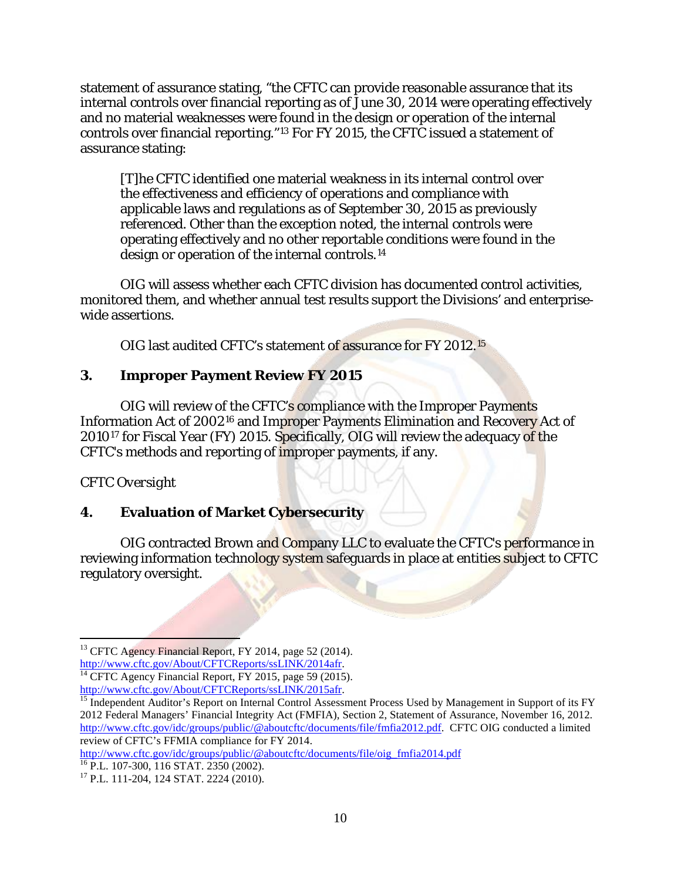statement of assurance stating, "the CFTC can provide reasonable assurance that its internal controls over financial reporting as of June 30, 2014 were operating effectively and no material weaknesses were found in the design or operation of the internal controls over financial reporting."[13] For FY 2015, the CFTC issued a statement of assurance stating:

> [T]he CFTC identified one material weakness in its internal control over the effectiveness and efficiency of operations and compliance with applicable laws and regulations as of September 30, 2015 as previously referenced. Other than the exception noted, the internal controls were operating effectively and no other reportable conditions were found in the design or operation of the internal controls.[14]

OIG will assess whether each CFTC division has documented control activities, monitored them, and whether annual test results support the Divisions' and enterprise-wide assertions.

OIG last audited CFTC's statement of assurance for FY 2012.[15]

### 3. Improper Payment Review FY 2015

OIG will review of the CFTC's compliance with the Improper Payments Information Act of 2002[16] and Improper Payments Elimination and Recovery Act of 2010[17] for Fiscal Year (FY) 2015. Specifically, OIG will review the adequacy of the CFTC's methods and reporting of improper payments, if any.

*CFTC Oversight*

### 4. Evaluation of Market Cybersecurity

OIG contracted Brown and Company LLC to evaluate the CFTC's performance in reviewing information technology system safeguards in place at entities subject to CFTC regulatory oversight.

---

[13] CFTC Agency Financial Report, FY 2014, page 52 (2014). http://www.cftc.gov/About/CFTCReports/ssLINK/2014afr.

[14] CFTC Agency Financial Report, FY 2015, page 59 (2015). http://www.cftc.gov/About/CFTCReports/ssLINK/2015afr.

[15] Independent Auditor's Report on Internal Control Assessment Process Used by Management in Support of its FY 2012 Federal Managers' Financial Integrity Act (FMFIA), Section 2, Statement of Assurance, November 16, 2012. http://www.cftc.gov/idc/groups/public/@aboutcftc/documents/file/fmfia2012.pdf. CFTC OIG conducted a limited review of CFTC's FFMIA compliance for FY 2014. http://www.cftc.gov/idc/groups/public/@aboutcftc/documents/file/oig_fmfia2014.pdf

[16] P.L. 107-300, 116 STAT. 2350 (2002).

[17] P.L. 111-204, 124 STAT. 2224 (2010).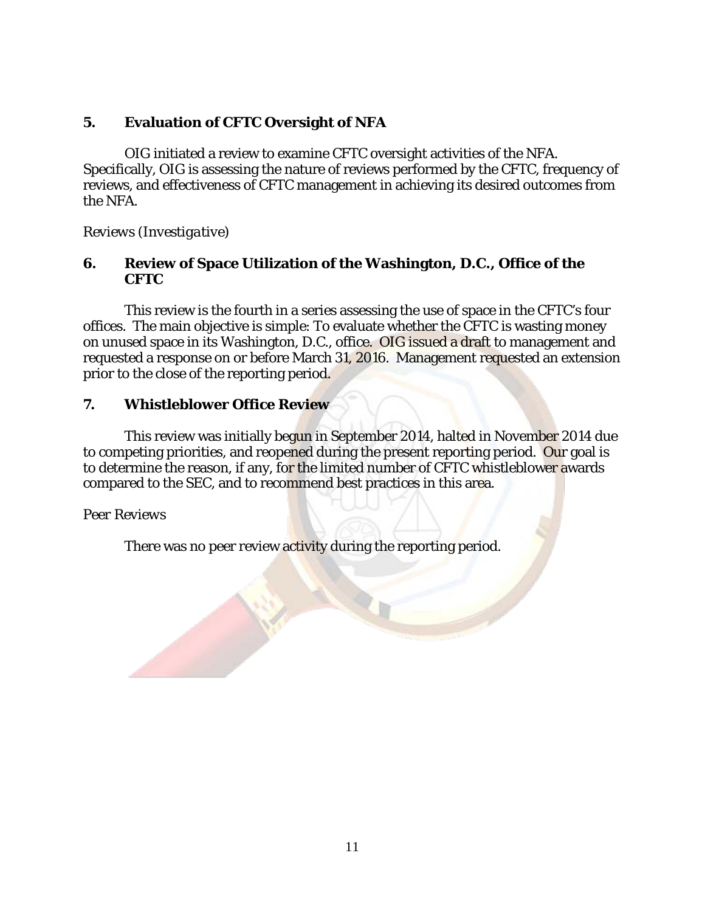### 5. Evaluation of CFTC Oversight of NFA

OIG initiated a review to examine CFTC oversight activities of the NFA. Specifically, OIG is assessing the nature of reviews performed by the CFTC, frequency of reviews, and effectiveness of CFTC management in achieving its desired outcomes from the NFA.

*Reviews (Investigative)*

### 6. Review of Space Utilization of the Washington, D.C., Office of the CFTC

This review is the fourth in a series assessing the use of space in the CFTC's four offices. The main objective is simple: To evaluate whether the CFTC is wasting money on unused space in its Washington, D.C., office. OIG issued a draft to management and requested a response on or before March 31, 2016. Management requested an extension prior to the close of the reporting period.

### 7. Whistleblower Office Review

This review was initially begun in September 2014, halted in November 2014 due to competing priorities, and reopened during the present reporting period. Our goal is to determine the reason, if any, for the limited number of CFTC whistleblower awards compared to the SEC, and to recommend best practices in this area.

*Peer Reviews*

There was no peer review activity during the reporting period.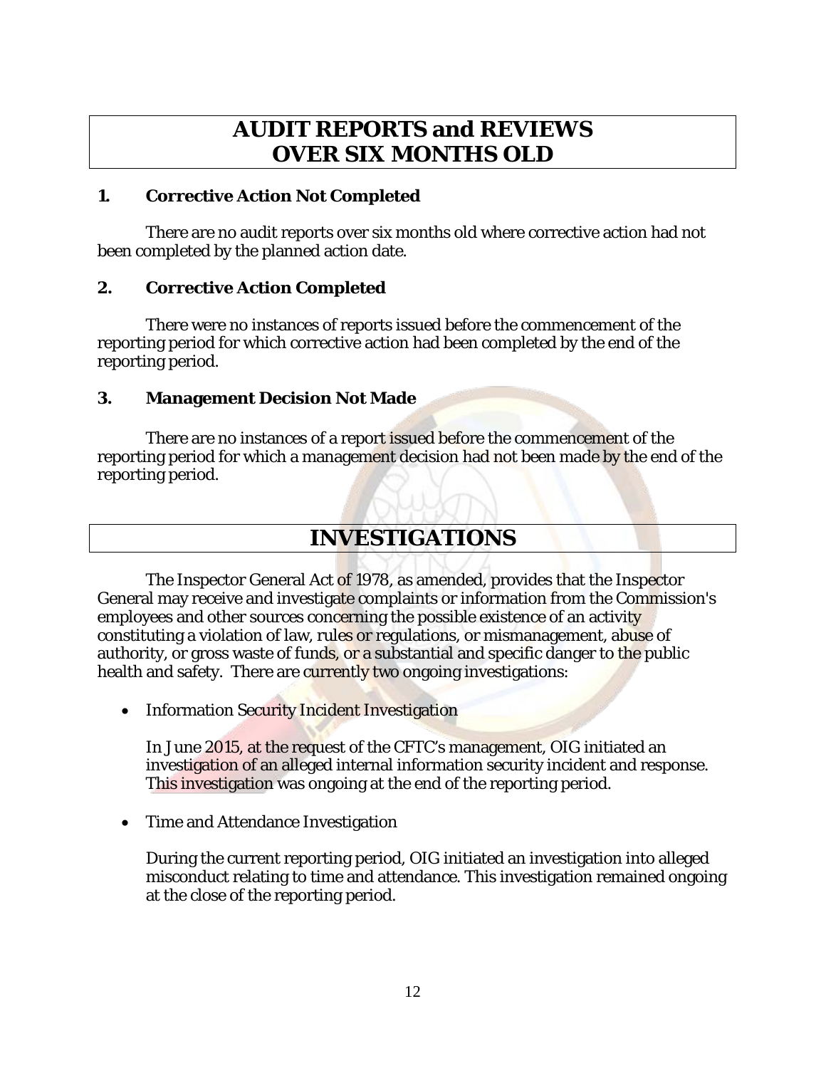# AUDIT REPORTS and REVIEWS OVER SIX MONTHS OLD

## 1. Corrective Action Not Completed

There are no audit reports over six months old where corrective action had not been completed by the planned action date.

## 2. Corrective Action Completed

There were no instances of reports issued before the commencement of the reporting period for which corrective action had been completed by the end of the reporting period.

## 3. Management Decision Not Made

There are no instances of a report issued before the commencement of the reporting period for which a management decision had not been made by the end of the reporting period.

# INVESTIGATIONS

The Inspector General Act of 1978, as amended, provides that the Inspector General may receive and investigate complaints or information from the Commission's employees and other sources concerning the possible existence of an activity constituting a violation of law, rules or regulations, or mismanagement, abuse of authority, or gross waste of funds, or a substantial and specific danger to the public health and safety. There are currently two ongoing investigations:

- Information Security Incident Investigation

  In June 2015, at the request of the CFTC's management, OIG initiated an investigation of an alleged internal information security incident and response. This investigation was ongoing at the end of the reporting period.

- Time and Attendance Investigation

  During the current reporting period, OIG initiated an investigation into alleged misconduct relating to time and attendance. This investigation remained ongoing at the close of the reporting period.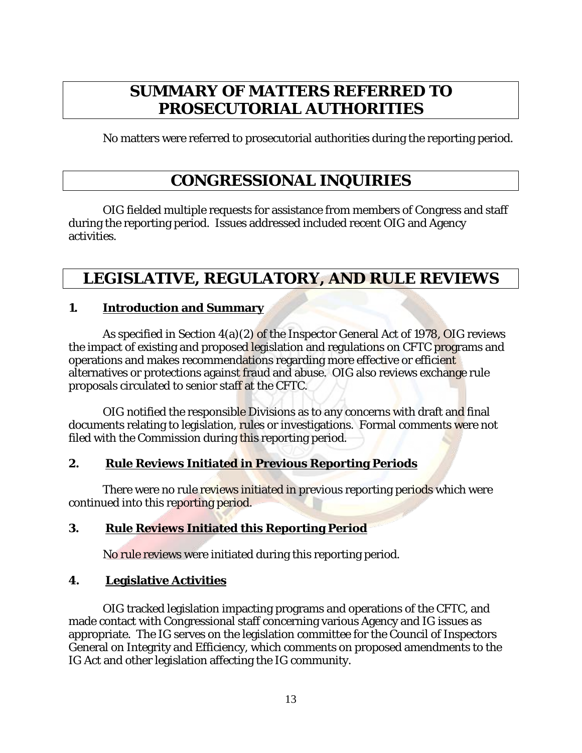# SUMMARY OF MATTERS REFERRED TO PROSECUTORIAL AUTHORITIES

No matters were referred to prosecutorial authorities during the reporting period.

# CONGRESSIONAL INQUIRIES

OIG fielded multiple requests for assistance from members of Congress and staff during the reporting period. Issues addressed included recent OIG and Agency activities.

# LEGISLATIVE, REGULATORY, AND RULE REVIEWS

## 1. Introduction and Summary

As specified in Section 4(a)(2) of the Inspector General Act of 1978, OIG reviews the impact of existing and proposed legislation and regulations on CFTC programs and operations and makes recommendations regarding more effective or efficient alternatives or protections against fraud and abuse. OIG also reviews exchange rule proposals circulated to senior staff at the CFTC.

OIG notified the responsible Divisions as to any concerns with draft and final documents relating to legislation, rules or investigations. Formal comments were not filed with the Commission during this reporting period.

## 2. Rule Reviews Initiated in Previous Reporting Periods

There were no rule reviews initiated in previous reporting periods which were continued into this reporting period.

## 3. Rule Reviews Initiated this Reporting Period

No rule reviews were initiated during this reporting period.

## 4. Legislative Activities

OIG tracked legislation impacting programs and operations of the CFTC, and made contact with Congressional staff concerning various Agency and IG issues as appropriate. The IG serves on the legislation committee for the Council of Inspectors General on Integrity and Efficiency, which comments on proposed amendments to the IG Act and other legislation affecting the IG community.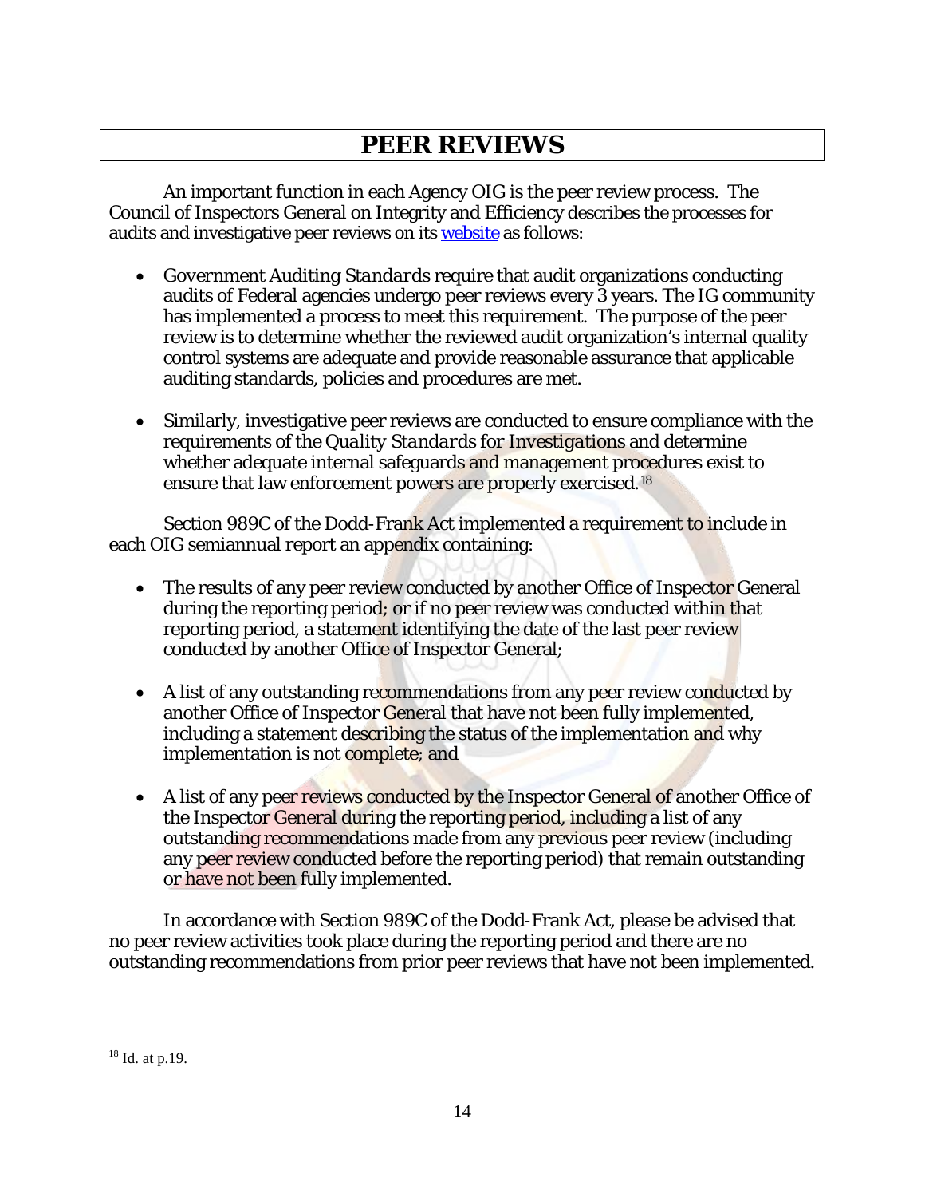# PEER REVIEWS

An important function in each Agency OIG is the peer review process. The Council of Inspectors General on Integrity and Efficiency describes the processes for audits and investigative peer reviews on its website as follows:

- *Government Auditing Standards* require that audit organizations conducting audits of Federal agencies undergo peer reviews every 3 years. The IG community has implemented a process to meet this requirement. The purpose of the peer review is to determine whether the reviewed audit organization's internal quality control systems are adequate and provide reasonable assurance that applicable auditing standards, policies and procedures are met.

- Similarly, investigative peer reviews are conducted to ensure compliance with the requirements of the *Quality Standards for Investigations* and determine whether adequate internal safeguards and management procedures exist to ensure that law enforcement powers are properly exercised.[18]

Section 989C of the Dodd-Frank Act implemented a requirement to include in each OIG semiannual report an appendix containing:

- The results of any peer review conducted by another Office of Inspector General during the reporting period; or if no peer review was conducted within that reporting period, a statement identifying the date of the last peer review conducted by another Office of Inspector General;

- A list of any outstanding recommendations from any peer review conducted by another Office of Inspector General that have not been fully implemented, including a statement describing the status of the implementation and why implementation is not complete; and

- A list of any peer reviews conducted by the Inspector General of another Office of the Inspector General during the reporting period, including a list of any outstanding recommendations made from any previous peer review (including any peer review conducted before the reporting period) that remain outstanding or have not been fully implemented.

In accordance with Section 989C of the Dodd-Frank Act, please be advised that no peer review activities took place during the reporting period and there are no outstanding recommendations from prior peer reviews that have not been implemented.

[18] Id. at p.19.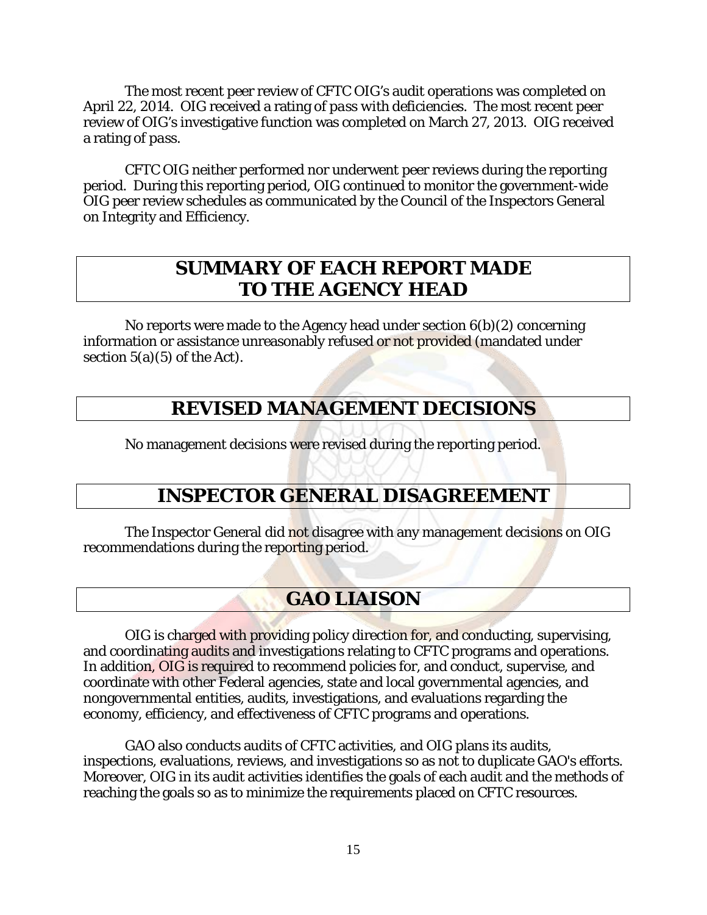The most recent peer review of CFTC OIG's audit operations was completed on April 22, 2014. OIG received a rating of *pass with deficiencies*. The most recent peer review of OIG's investigative function was completed on March 27, 2013. OIG received a rating of *pass*.

CFTC OIG neither performed nor underwent peer reviews during the reporting period. During this reporting period, OIG continued to monitor the government-wide OIG peer review schedules as communicated by the Council of the Inspectors General on Integrity and Efficiency.

## SUMMARY OF EACH REPORT MADE TO THE AGENCY HEAD

No reports were made to the Agency head under section 6(b)(2) concerning information or assistance unreasonably refused or not provided (mandated under section 5(a)(5) of the Act).

## REVISED MANAGEMENT DECISIONS

No management decisions were revised during the reporting period.

## INSPECTOR GENERAL DISAGREEMENT

The Inspector General did not disagree with any management decisions on OIG recommendations during the reporting period.

## GAO LIAISON

OIG is charged with providing policy direction for, and conducting, supervising, and coordinating audits and investigations relating to CFTC programs and operations. In addition, OIG is required to recommend policies for, and conduct, supervise, and coordinate with other Federal agencies, state and local governmental agencies, and nongovernmental entities, audits, investigations, and evaluations regarding the economy, efficiency, and effectiveness of CFTC programs and operations.

GAO also conducts audits of CFTC activities, and OIG plans its audits, inspections, evaluations, reviews, and investigations so as not to duplicate GAO's efforts. Moreover, OIG in its audit activities identifies the goals of each audit and the methods of reaching the goals so as to minimize the requirements placed on CFTC resources.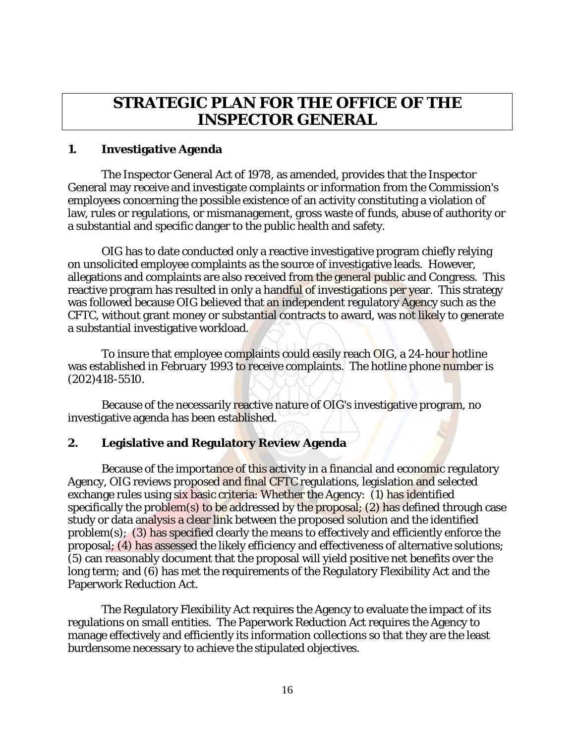# STRATEGIC PLAN FOR THE OFFICE OF THE INSPECTOR GENERAL

## 1. Investigative Agenda

The Inspector General Act of 1978, as amended, provides that the Inspector General may receive and investigate complaints or information from the Commission's employees concerning the possible existence of an activity constituting a violation of law, rules or regulations, or mismanagement, gross waste of funds, abuse of authority or a substantial and specific danger to the public health and safety.

OIG has to date conducted only a reactive investigative program chiefly relying on unsolicited employee complaints as the source of investigative leads. However, allegations and complaints are also received from the general public and Congress. This reactive program has resulted in only a handful of investigations per year. This strategy was followed because OIG believed that an independent regulatory Agency such as the CFTC, without grant money or substantial contracts to award, was not likely to generate a substantial investigative workload.

To insure that employee complaints could easily reach OIG, a 24-hour hotline was established in February 1993 to receive complaints. The hotline phone number is (202)418-5510.

Because of the necessarily reactive nature of OIG's investigative program, no investigative agenda has been established.

## 2. Legislative and Regulatory Review Agenda

Because of the importance of this activity in a financial and economic regulatory Agency, OIG reviews proposed and final CFTC regulations, legislation and selected exchange rules using six basic criteria: Whether the Agency: (1) has identified specifically the problem(s) to be addressed by the proposal; (2) has defined through case study or data analysis a clear link between the proposed solution and the identified problem(s); (3) has specified clearly the means to effectively and efficiently enforce the proposal; (4) has assessed the likely efficiency and effectiveness of alternative solutions; (5) can reasonably document that the proposal will yield positive net benefits over the long term; and (6) has met the requirements of the Regulatory Flexibility Act and the Paperwork Reduction Act.

The Regulatory Flexibility Act requires the Agency to evaluate the impact of its regulations on small entities. The Paperwork Reduction Act requires the Agency to manage effectively and efficiently its information collections so that they are the least burdensome necessary to achieve the stipulated objectives.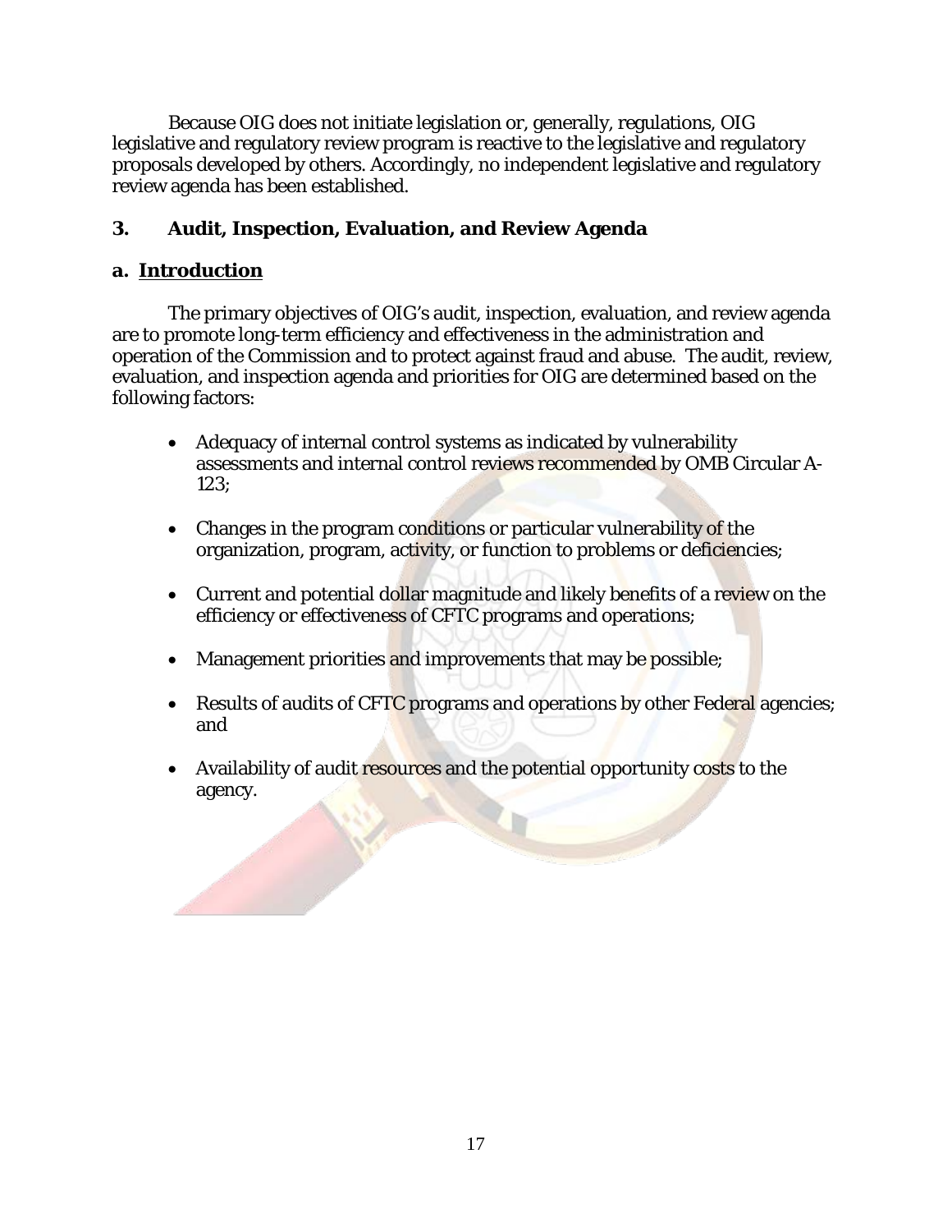Because OIG does not initiate legislation or, generally, regulations, OIG legislative and regulatory review program is reactive to the legislative and regulatory proposals developed by others. Accordingly, no independent legislative and regulatory review agenda has been established.

## 3. Audit, Inspection, Evaluation, and Review Agenda

### a. Introduction

The primary objectives of OIG's audit, inspection, evaluation, and review agenda are to promote long-term efficiency and effectiveness in the administration and operation of the Commission and to protect against fraud and abuse. The audit, review, evaluation, and inspection agenda and priorities for OIG are determined based on the following factors:

- Adequacy of internal control systems as indicated by vulnerability assessments and internal control reviews recommended by OMB Circular A-123;
- Changes in the program conditions or particular vulnerability of the organization, program, activity, or function to problems or deficiencies;
- Current and potential dollar magnitude and likely benefits of a review on the efficiency or effectiveness of CFTC programs and operations;
- Management priorities and improvements that may be possible;
- Results of audits of CFTC programs and operations by other Federal agencies; and
- Availability of audit resources and the potential opportunity costs to the agency.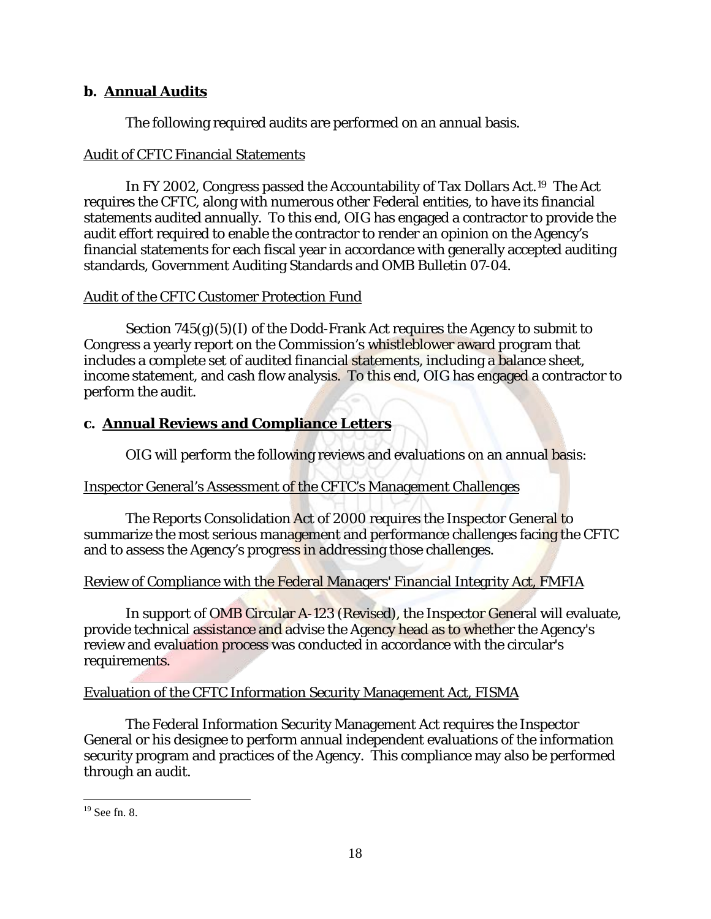### b. Annual Audits

The following required audits are performed on an annual basis.

Audit of CFTC Financial Statements

In FY 2002, Congress passed the Accountability of Tax Dollars Act.[19] The Act requires the CFTC, along with numerous other Federal entities, to have its financial statements audited annually. To this end, OIG has engaged a contractor to provide the audit effort required to enable the contractor to render an opinion on the Agency's financial statements for each fiscal year in accordance with generally accepted auditing standards, Government Auditing Standards and OMB Bulletin 07-04.

Audit of the CFTC Customer Protection Fund

Section 745(g)(5)(I) of the Dodd-Frank Act requires the Agency to submit to Congress a yearly report on the Commission's whistleblower award program that includes a complete set of audited financial statements, including a balance sheet, income statement, and cash flow analysis. To this end, OIG has engaged a contractor to perform the audit.

### c. Annual Reviews and Compliance Letters

OIG will perform the following reviews and evaluations on an annual basis:

Inspector General's Assessment of the CFTC's Management Challenges

The Reports Consolidation Act of 2000 requires the Inspector General to summarize the most serious management and performance challenges facing the CFTC and to assess the Agency's progress in addressing those challenges.

Review of Compliance with the Federal Managers' Financial Integrity Act, FMFIA

In support of OMB Circular A-123 (Revised), the Inspector General will evaluate, provide technical assistance and advise the Agency head as to whether the Agency's review and evaluation process was conducted in accordance with the circular's requirements.

Evaluation of the CFTC Information Security Management Act, FISMA

The Federal Information Security Management Act requires the Inspector General or his designee to perform annual independent evaluations of the information security program and practices of the Agency. This compliance may also be performed through an audit.

---

[19] See fn. 8.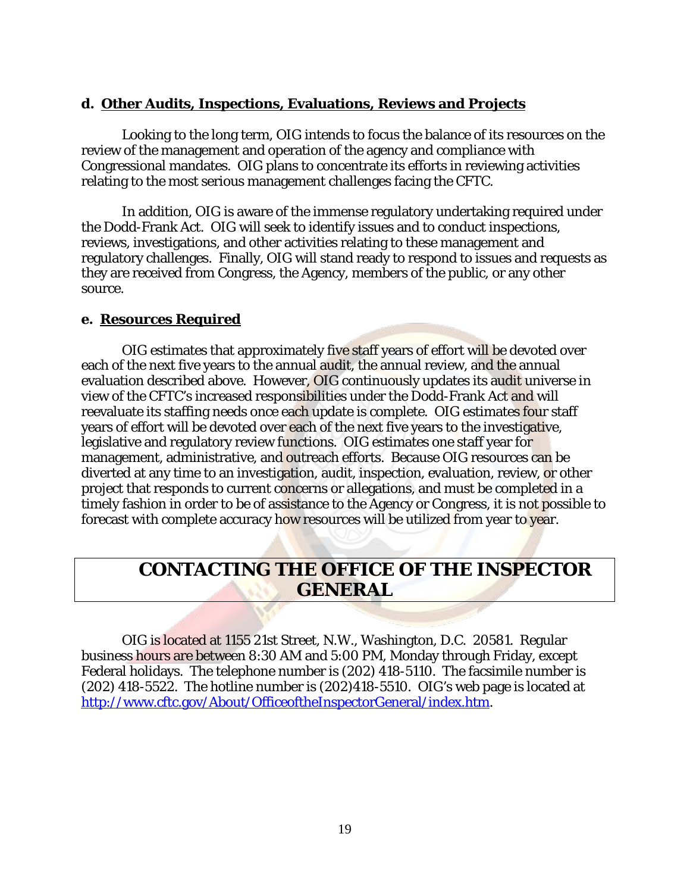### d. Other Audits, Inspections, Evaluations, Reviews and Projects

Looking to the long term, OIG intends to focus the balance of its resources on the review of the management and operation of the agency and compliance with Congressional mandates. OIG plans to concentrate its efforts in reviewing activities relating to the most serious management challenges facing the CFTC.

In addition, OIG is aware of the immense regulatory undertaking required under the Dodd-Frank Act. OIG will seek to identify issues and to conduct inspections, reviews, investigations, and other activities relating to these management and regulatory challenges. Finally, OIG will stand ready to respond to issues and requests as they are received from Congress, the Agency, members of the public, or any other source.

### e. Resources Required

OIG estimates that approximately five staff years of effort will be devoted over each of the next five years to the annual audit, the annual review, and the annual evaluation described above. However, OIG continuously updates its audit universe in view of the CFTC's increased responsibilities under the Dodd-Frank Act and will reevaluate its staffing needs once each update is complete. OIG estimates four staff years of effort will be devoted over each of the next five years to the investigative, legislative and regulatory review functions. OIG estimates one staff year for management, administrative, and outreach efforts. Because OIG resources can be diverted at any time to an investigation, audit, inspection, evaluation, review, or other project that responds to current concerns or allegations, and must be completed in a timely fashion in order to be of assistance to the Agency or Congress, it is not possible to forecast with complete accuracy how resources will be utilized from year to year.

## CONTACTING THE OFFICE OF THE INSPECTOR GENERAL

OIG is located at 1155 21st Street, N.W., Washington, D.C. 20581. Regular business hours are between 8:30 AM and 5:00 PM, Monday through Friday, except Federal holidays. The telephone number is (202) 418-5110. The facsimile number is (202) 418-5522. The hotline number is (202)418-5510. OIG's web page is located at http://www.cftc.gov/About/OfficeoftheInspectorGeneral/index.htm.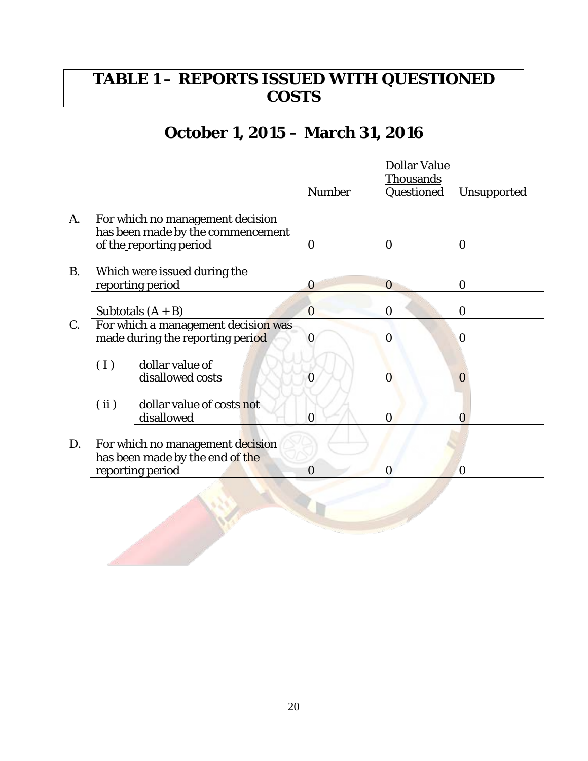# TABLE 1 – REPORTS ISSUED WITH QUESTIONED COSTS

## October 1, 2015 – March 31, 2016

| | | Number | Dollar Value Thousands Questioned | Unsupported |
|---|---|---|---|---|
| A. | For which no management decision has been made by the commencement of the reporting period | 0 | 0 | 0 |
| B. | Which were issued during the reporting period | 0 | 0 | 0 |
| | Subtotals (A + B) | 0 | 0 | 0 |
| C. | For which a management decision was made during the reporting period | 0 | 0 | 0 |
| | ( I ) dollar value of disallowed costs | 0 | 0 | 0 |
| | ( ii ) dollar value of costs not disallowed | 0 | 0 | 0 |
| D. | For which no management decision has been made by the end of the reporting period | 0 | 0 | 0 |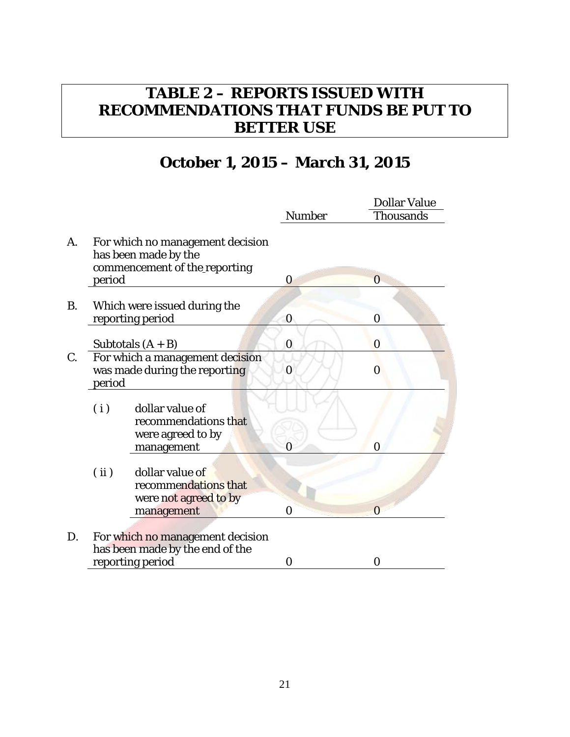# TABLE 2 – REPORTS ISSUED WITH RECOMMENDATIONS THAT FUNDS BE PUT TO BETTER USE

## October 1, 2015 – March 31, 2015

| | | Number | Dollar Value Thousands |
|---|---|---|---|
| A. | For which no management decision has been made by the commencement of the reporting period | 0 | 0 |
| B. | Which were issued during the reporting period | 0 | 0 |
| | Subtotals (A + B) | 0 | 0 |
| C. | For which a management decision was made during the reporting period | 0 | 0 |
| | ( i ) dollar value of recommendations that were agreed to by management | 0 | 0 |
| | ( ii ) dollar value of recommendations that were not agreed to by management | 0 | 0 |
| D. | For which no management decision has been made by the end of the reporting period | 0 | 0 |